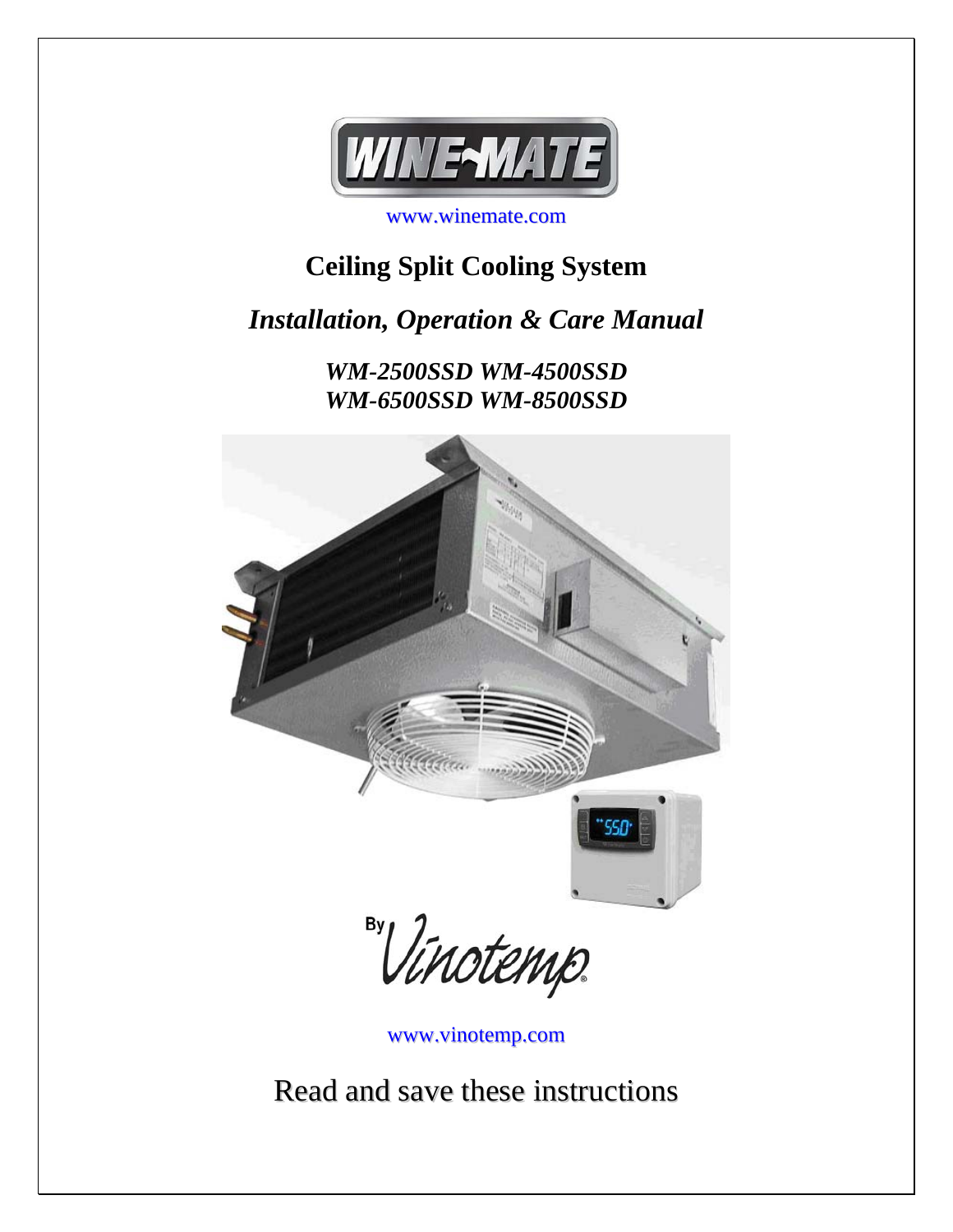WINE-MATE

www.winemate.com

# Ceiling Split Cooling System

## *Installation, Operation & Care Manual*

***WM-2500SSD WM-4500SSD***
***WM-6500SSD WM-8500SSD***

By Vinotemp

www.vinotemp.com

Read and save these instructions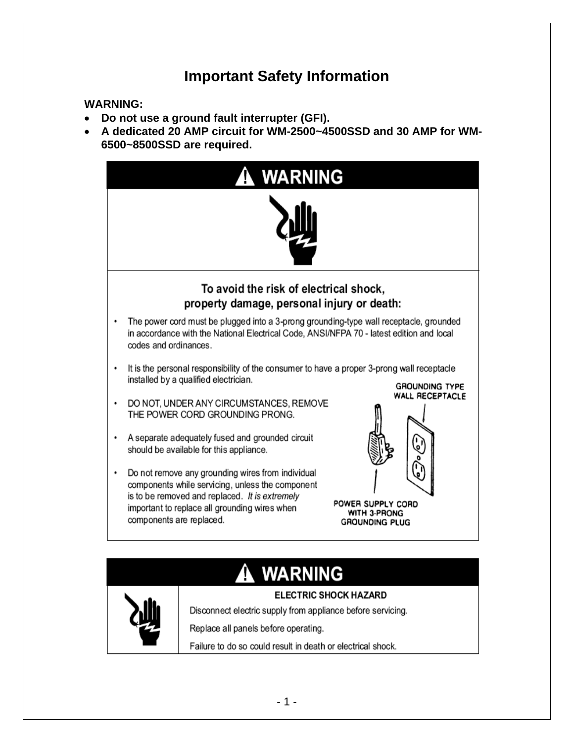# Important Safety Information

**WARNING:**

- **Do not use a ground fault interrupter (GFI).**
- **A dedicated 20 AMP circuit for WM-2500~4500SSD and 30 AMP for WM-6500~8500SSD are required.**

## ⚠ WARNING

**To avoid the risk of electrical shock, property damage, personal injury or death:**

- The power cord must be plugged into a 3-prong grounding-type wall receptacle, grounded in accordance with the National Electrical Code, ANSI/NFPA 70 - latest edition and local codes and ordinances.
- It is the personal responsibility of the consumer to have a proper 3-prong wall receptacle installed by a qualified electrician.
- DO NOT, UNDER ANY CIRCUMSTANCES, REMOVE THE POWER CORD GROUNDING PRONG.
- A separate adequately fused and grounded circuit should be available for this appliance.
- Do not remove any grounding wires from individual components while servicing, unless the component is to be removed and replaced. *It is extremely* important to replace all grounding wires when components are replaced.

GROUNDING TYPE WALL RECEPTACLE

POWER SUPPLY CORD WITH 3-PRONG GROUNDING PLUG

## ⚠ WARNING

**ELECTRIC SHOCK HAZARD**

Disconnect electric supply from appliance before servicing.

Replace all panels before operating.

Failure to do so could result in death or electrical shock.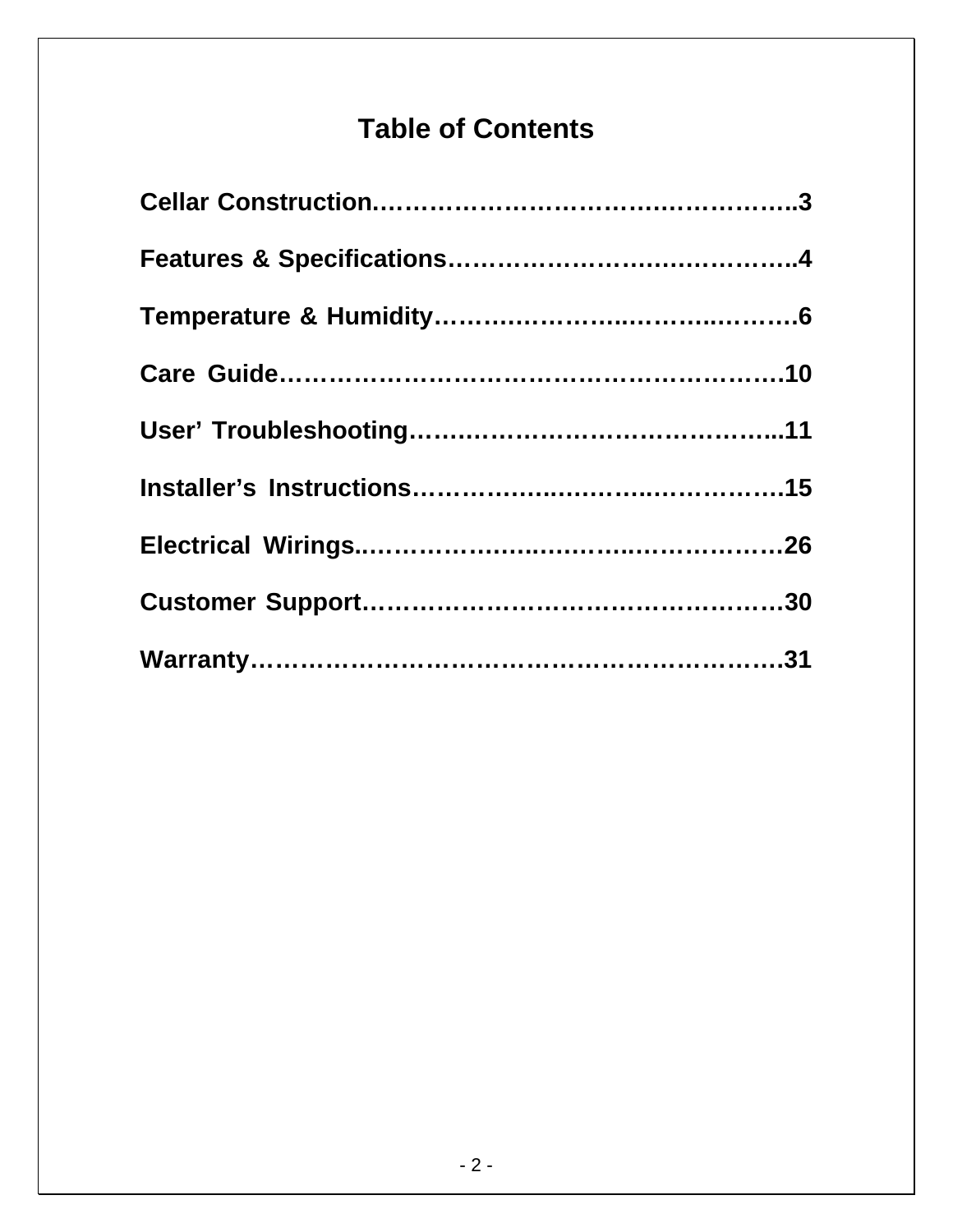# Table of Contents

**Cellar Construction……………………………..…………..3**

**Features & Specifications……………………..…………..4**

**Temperature & Humidity…………………..……..…..……6**

**Care Guide………………………………………………….10**

**User' Troubleshooting………………………………….....11**

**Installer's Instructions…………..………..……………….15**

**Electrical Wirings..……………..………..…..……………26**

**Customer Support………………………………………….30**

**Warranty…………………………………………………….31**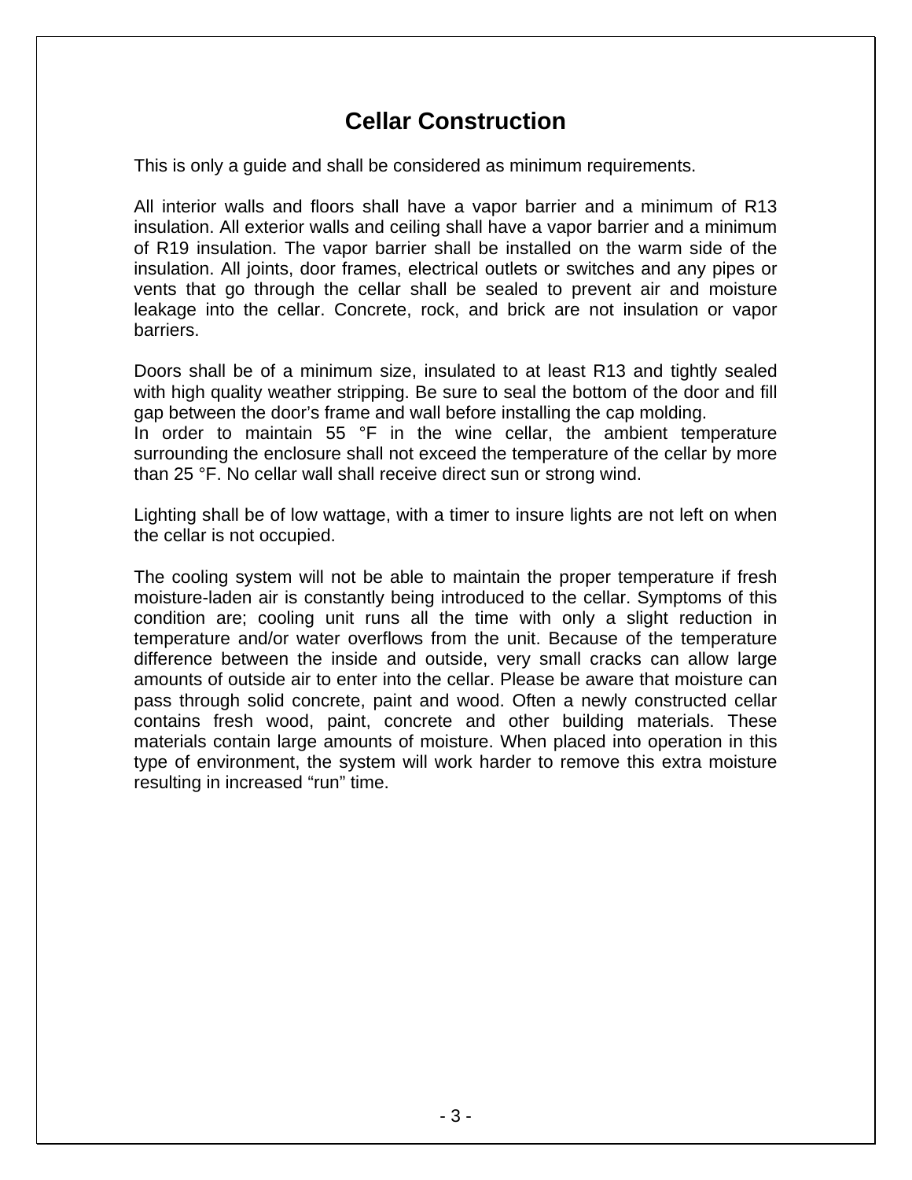# Cellar Construction

This is only a guide and shall be considered as minimum requirements.

All interior walls and floors shall have a vapor barrier and a minimum of R13 insulation. All exterior walls and ceiling shall have a vapor barrier and a minimum of R19 insulation. The vapor barrier shall be installed on the warm side of the insulation. All joints, door frames, electrical outlets or switches and any pipes or vents that go through the cellar shall be sealed to prevent air and moisture leakage into the cellar. Concrete, rock, and brick are not insulation or vapor barriers.

Doors shall be of a minimum size, insulated to at least R13 and tightly sealed with high quality weather stripping. Be sure to seal the bottom of the door and fill gap between the door's frame and wall before installing the cap molding.
In order to maintain 55 °F in the wine cellar, the ambient temperature surrounding the enclosure shall not exceed the temperature of the cellar by more than 25 °F. No cellar wall shall receive direct sun or strong wind.

Lighting shall be of low wattage, with a timer to insure lights are not left on when the cellar is not occupied.

The cooling system will not be able to maintain the proper temperature if fresh moisture-laden air is constantly being introduced to the cellar. Symptoms of this condition are; cooling unit runs all the time with only a slight reduction in temperature and/or water overflows from the unit. Because of the temperature difference between the inside and outside, very small cracks can allow large amounts of outside air to enter into the cellar. Please be aware that moisture can pass through solid concrete, paint and wood. Often a newly constructed cellar contains fresh wood, paint, concrete and other building materials. These materials contain large amounts of moisture. When placed into operation in this type of environment, the system will work harder to remove this extra moisture resulting in increased "run" time.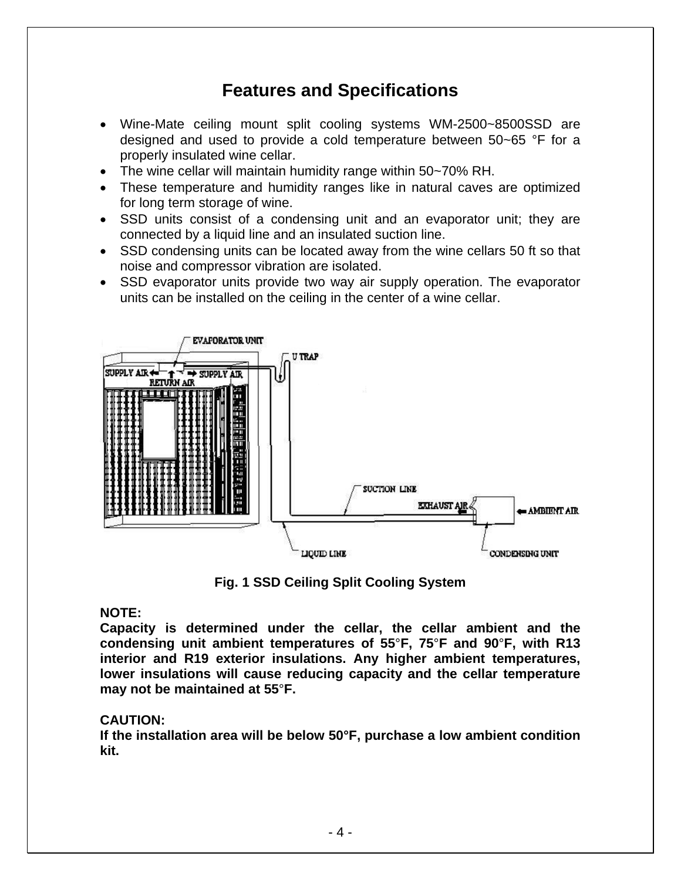## Features and Specifications

- Wine-Mate ceiling mount split cooling systems WM-2500~8500SSD are designed and used to provide a cold temperature between 50~65 °F for a properly insulated wine cellar.
- The wine cellar will maintain humidity range within 50~70% RH.
- These temperature and humidity ranges like in natural caves are optimized for long term storage of wine.
- SSD units consist of a condensing unit and an evaporator unit; they are connected by a liquid line and an insulated suction line.
- SSD condensing units can be located away from the wine cellars 50 ft so that noise and compressor vibration are isolated.
- SSD evaporator units provide two way air supply operation. The evaporator units can be installed on the ceiling in the center of a wine cellar.

**Fig. 1 SSD Ceiling Split Cooling System**

**NOTE:**
**Capacity is determined under the cellar, the cellar ambient and the condensing unit ambient temperatures of 55°F, 75°F and 90°F, with R13 interior and R19 exterior insulations. Any higher ambient temperatures, lower insulations will cause reducing capacity and the cellar temperature may not be maintained at 55°F.**

**CAUTION:**
**If the installation area will be below 50°F, purchase a low ambient condition kit.**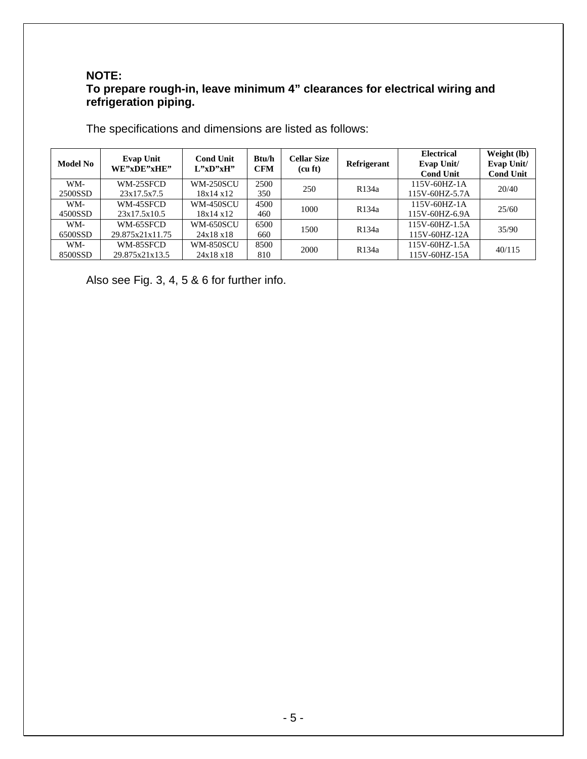**NOTE:**
**To prepare rough-in, leave minimum 4” clearances for electrical wiring and refrigeration piping.**

The specifications and dimensions are listed as follows:

| Model No | Evap Unit WE”xDE”xHE” | Cond Unit L”xD”xH” | Btu/h CFM | Cellar Size (cu ft) | Refrigerant | Electrical Evap Unit/ Cond Unit | Weight (lb) Evap Unit/ Cond Unit |
|---|---|---|---|---|---|---|---|
| WM-2500SSD | WM-25SFCD 23x17.5x7.5 | WM-250SCU 18x14 x12 | 2500 350 | 250 | R134a | 115V-60HZ-1A 115V-60HZ-5.7A | 20/40 |
| WM-4500SSD | WM-45SFCD 23x17.5x10.5 | WM-450SCU 18x14 x12 | 4500 460 | 1000 | R134a | 115V-60HZ-1A 115V-60HZ-6.9A | 25/60 |
| WM-6500SSD | WM-65SFCD 29.875x21x11.75 | WM-650SCU 24x18 x18 | 6500 660 | 1500 | R134a | 115V-60HZ-1.5A 115V-60HZ-12A | 35/90 |
| WM-8500SSD | WM-85SFCD 29.875x21x13.5 | WM-850SCU 24x18 x18 | 8500 810 | 2000 | R134a | 115V-60HZ-1.5A 115V-60HZ-15A | 40/115 |

Also see Fig. 3, 4, 5 & 6 for further info.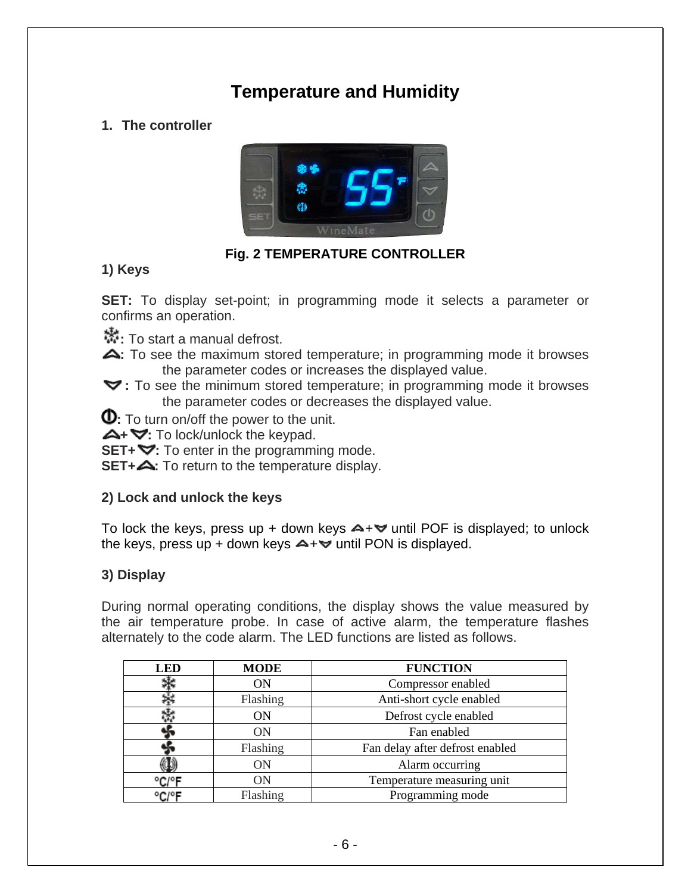# Temperature and Humidity

## 1. The controller

**Fig. 2 TEMPERATURE CONTROLLER**

### 1) Keys

**SET:** To display set-point; in programming mode it selects a parameter or confirms an operation.

**❄:** To start a manual defrost.

**▲:** To see the maximum stored temperature; in programming mode it browses the parameter codes or increases the displayed value.

**▼:** To see the minimum stored temperature; in programming mode it browses the parameter codes or decreases the displayed value.

**⏻:** To turn on/off the power to the unit.

**▲+▼:** To lock/unlock the keypad.

**SET+▼:** To enter in the programming mode.

**SET+▲:** To return to the temperature display.

### 2) Lock and unlock the keys

To lock the keys, press up + down keys ▲+▼ until POF is displayed; to unlock the keys, press up + down keys ▲+▼ until PON is displayed.

### 3) Display

During normal operating conditions, the display shows the value measured by the air temperature probe. In case of active alarm, the temperature flashes alternately to the code alarm. The LED functions are listed as follows.

| LED | MODE | FUNCTION |
|---|---|---|
| ❄ | ON | Compressor enabled |
| ❄ | Flashing | Anti-short cycle enabled |
| ❄ | ON | Defrost cycle enabled |
| ✤ | ON | Fan enabled |
| ✤ | Flashing | Fan delay after defrost enabled |
| (!) | ON | Alarm occurring |
| °C/°F | ON | Temperature measuring unit |
| °C/°F | Flashing | Programming mode |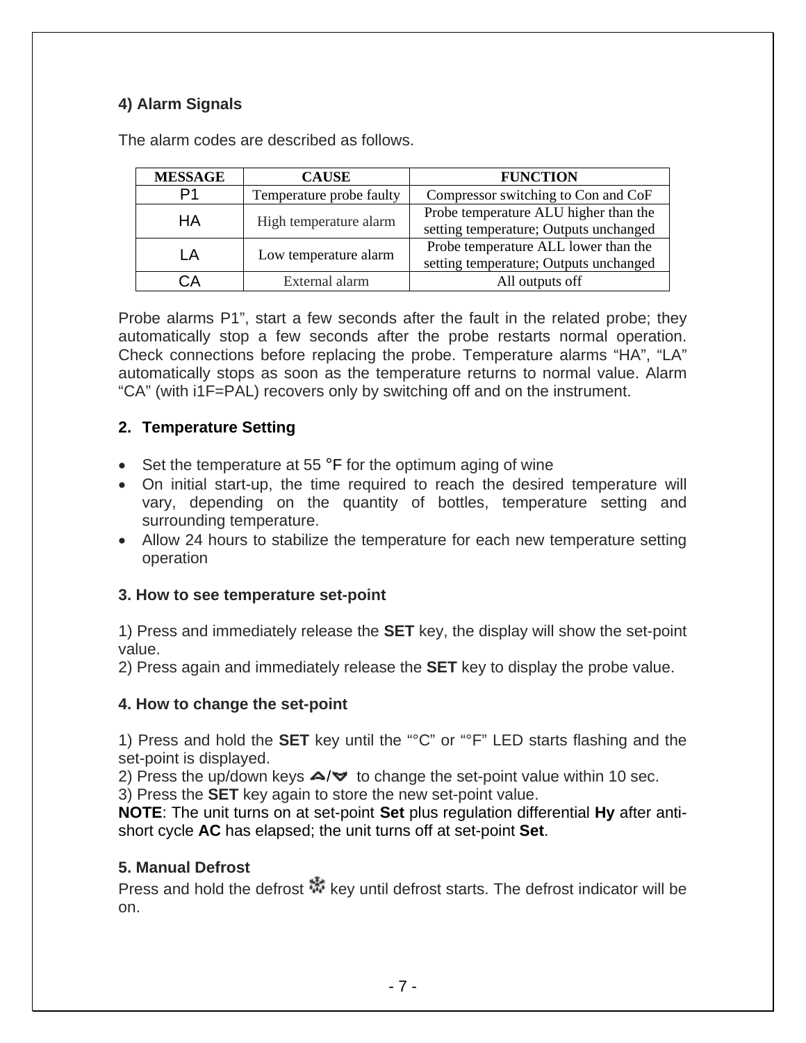### 4) Alarm Signals

The alarm codes are described as follows.

| MESSAGE | CAUSE | FUNCTION |
|---|---|---|
| P1 | Temperature probe faulty | Compressor switching to Con and CoF |
| HA | High temperature alarm | Probe temperature ALU higher than the setting temperature; Outputs unchanged |
| LA | Low temperature alarm | Probe temperature ALL lower than the setting temperature; Outputs unchanged |
| CA | External alarm | All outputs off |

Probe alarms P1", start a few seconds after the fault in the related probe; they automatically stop a few seconds after the probe restarts normal operation. Check connections before replacing the probe. Temperature alarms "HA", "LA" automatically stops as soon as the temperature returns to normal value. Alarm "CA" (with i1F=PAL) recovers only by switching off and on the instrument.

### 2. Temperature Setting

- Set the temperature at 55 °F for the optimum aging of wine
- On initial start-up, the time required to reach the desired temperature will vary, depending on the quantity of bottles, temperature setting and surrounding temperature.
- Allow 24 hours to stabilize the temperature for each new temperature setting operation

### 3. How to see temperature set-point

1) Press and immediately release the **SET** key, the display will show the set-point value.
2) Press again and immediately release the **SET** key to display the probe value.

### 4. How to change the set-point

1) Press and hold the **SET** key until the "°C" or "°F" LED starts flashing and the set-point is displayed.
2) Press the up/down keys ⏶/⏷ to change the set-point value within 10 sec.
3) Press the **SET** key again to store the new set-point value.
**NOTE**: The unit turns on at set-point **Set** plus regulation differential **Hy** after anti-short cycle **AC** has elapsed; the unit turns off at set-point **Set**.

### 5. Manual Defrost

Press and hold the defrost ❄ key until defrost starts. The defrost indicator will be on.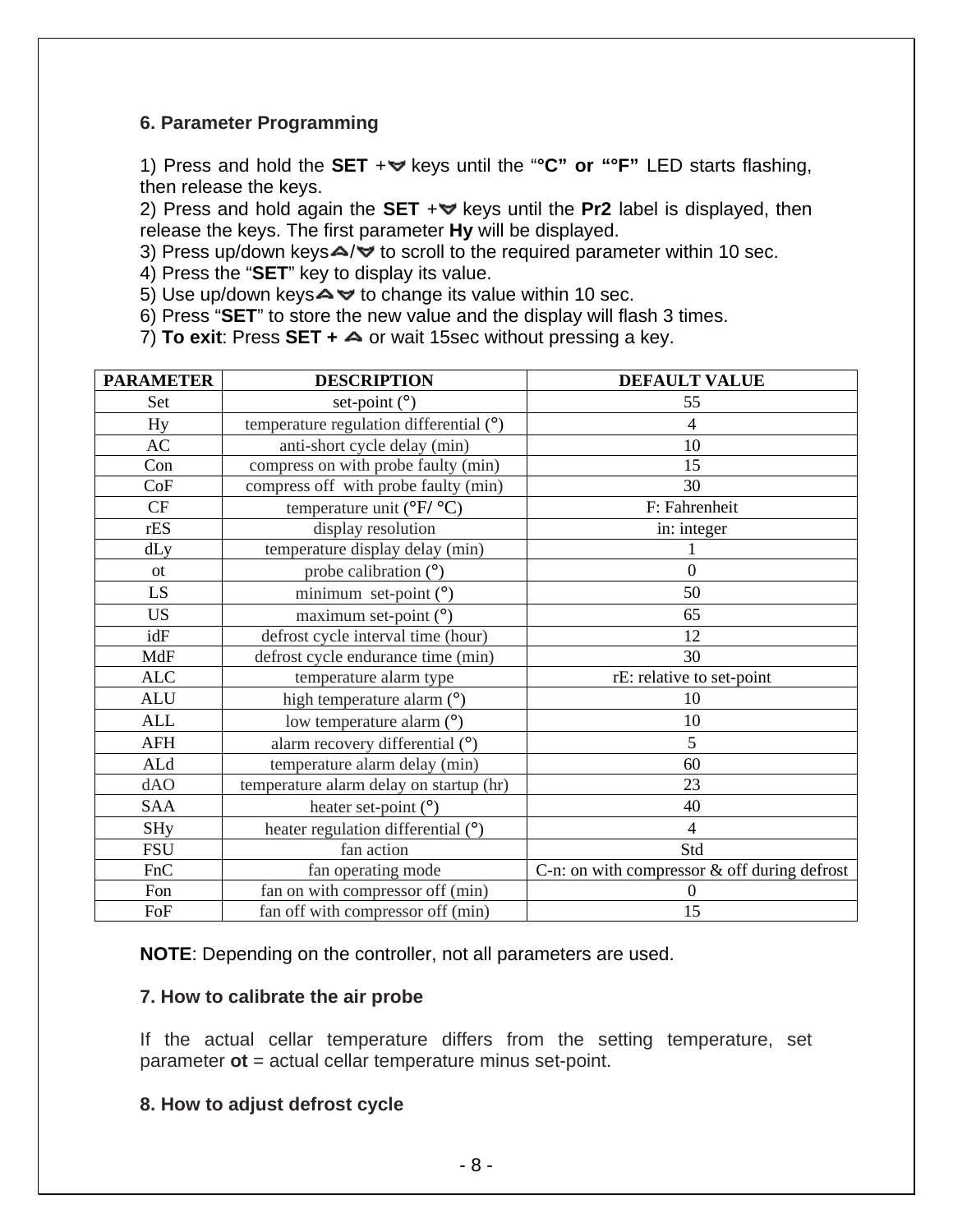### 6. Parameter Programming

1) Press and hold the **SET** +▽ keys until the "**°C" or "°F"** LED starts flashing, then release the keys.
2) Press and hold again the **SET** +▽ keys until the **Pr2** label is displayed, then release the keys. The first parameter **Hy** will be displayed.
3) Press up/down keys△/▽ to scroll to the required parameter within 10 sec.
4) Press the "**SET**" key to display its value.
5) Use up/down keys△ ▽ to change its value within 10 sec.
6) Press "**SET**" to store the new value and the display will flash 3 times.
7) **To exit**: Press **SET +** △ or wait 15sec without pressing a key.

| PARAMETER | DESCRIPTION | DEFAULT VALUE |
|---|---|---|
| Set | set-point (°) | 55 |
| Hy | temperature regulation differential (°) | 4 |
| AC | anti-short cycle delay (min) | 10 |
| Con | compress on with probe faulty (min) | 15 |
| CoF | compress off with probe faulty (min) | 30 |
| CF | temperature unit (°F/ °C) | F: Fahrenheit |
| rES | display resolution | in: integer |
| dLy | temperature display delay (min) | 1 |
| ot | probe calibration (°) | 0 |
| LS | minimum set-point (°) | 50 |
| US | maximum set-point (°) | 65 |
| idF | defrost cycle interval time (hour) | 12 |
| MdF | defrost cycle endurance time (min) | 30 |
| ALC | temperature alarm type | rE: relative to set-point |
| ALU | high temperature alarm (°) | 10 |
| ALL | low temperature alarm (°) | 10 |
| AFH | alarm recovery differential (°) | 5 |
| ALd | temperature alarm delay (min) | 60 |
| dAO | temperature alarm delay on startup (hr) | 23 |
| SAA | heater set-point (°) | 40 |
| SHy | heater regulation differential (°) | 4 |
| FSU | fan action | Std |
| FnC | fan operating mode | C-n: on with compressor & off during defrost |
| Fon | fan on with compressor off (min) | 0 |
| FoF | fan off with compressor off (min) | 15 |

**NOTE**: Depending on the controller, not all parameters are used.

### 7. How to calibrate the air probe

If the actual cellar temperature differs from the setting temperature, set parameter **ot** = actual cellar temperature minus set-point.

### 8. How to adjust defrost cycle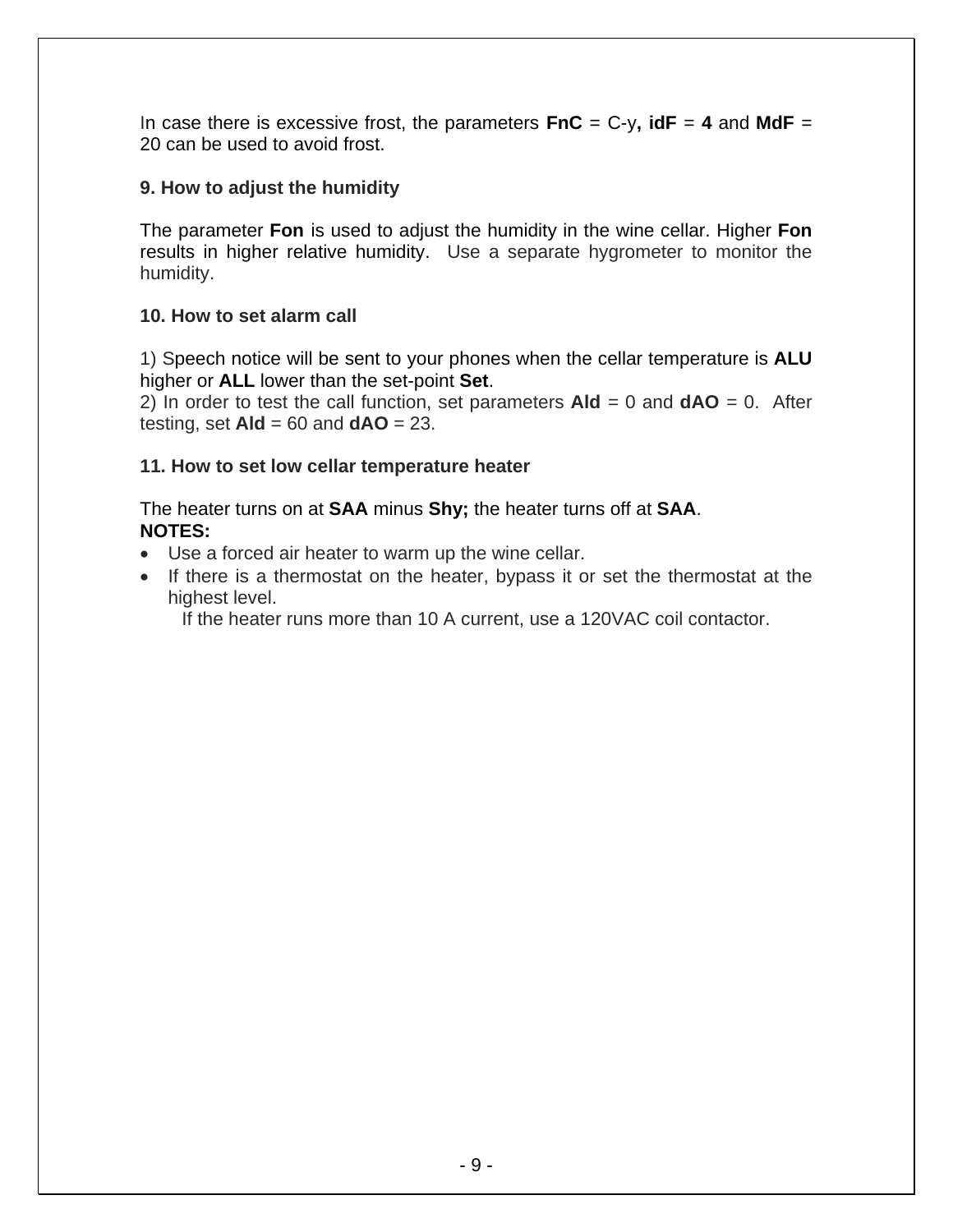In case there is excessive frost, the parameters **FnC** = C-y**, idF** = **4** and **MdF** = 20 can be used to avoid frost.

**9. How to adjust the humidity**

The parameter **Fon** is used to adjust the humidity in the wine cellar. Higher **Fon** results in higher relative humidity. Use a separate hygrometer to monitor the humidity.

**10. How to set alarm call**

1) Speech notice will be sent to your phones when the cellar temperature is **ALU** higher or **ALL** lower than the set-point **Set**.
2) In order to test the call function, set parameters **Ald** = 0 and **dAO** = 0. After testing, set **Ald** = 60 and **dAO** = 23.

**11. How to set low cellar temperature heater**

The heater turns on at **SAA** minus **Shy;** the heater turns off at **SAA**.
**NOTES:**

- Use a forced air heater to warm up the wine cellar.
- If there is a thermostat on the heater, bypass it or set the thermostat at the highest level.
  If the heater runs more than 10 A current, use a 120VAC coil contactor.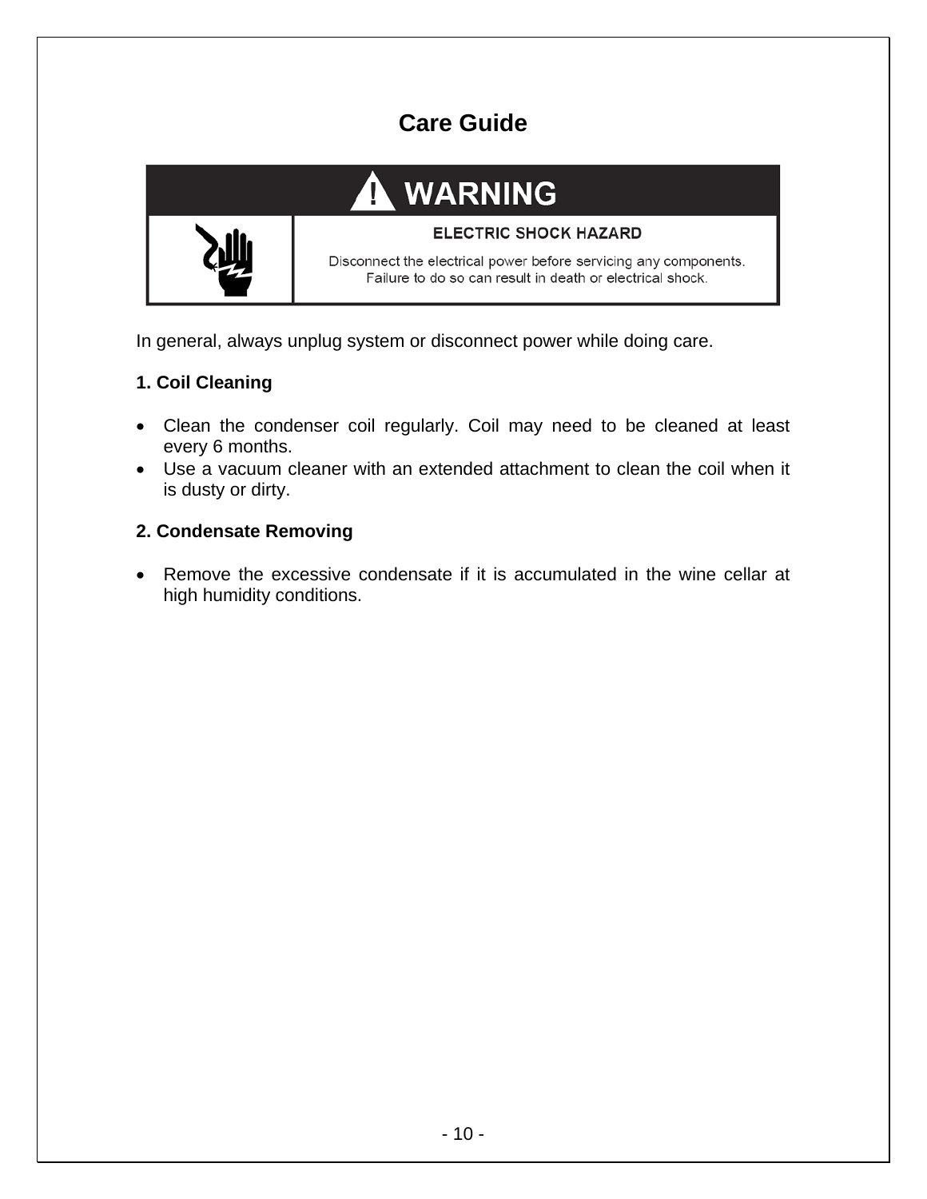# Care Guide

**⚠ WARNING**

**ELECTRIC SHOCK HAZARD**

Disconnect the electrical power before servicing any components.
Failure to do so can result in death or electrical shock.

In general, always unplug system or disconnect power while doing care.

**1. Coil Cleaning**

- Clean the condenser coil regularly. Coil may need to be cleaned at least every 6 months.
- Use a vacuum cleaner with an extended attachment to clean the coil when it is dusty or dirty.

**2. Condensate Removing**

- Remove the excessive condensate if it is accumulated in the wine cellar at high humidity conditions.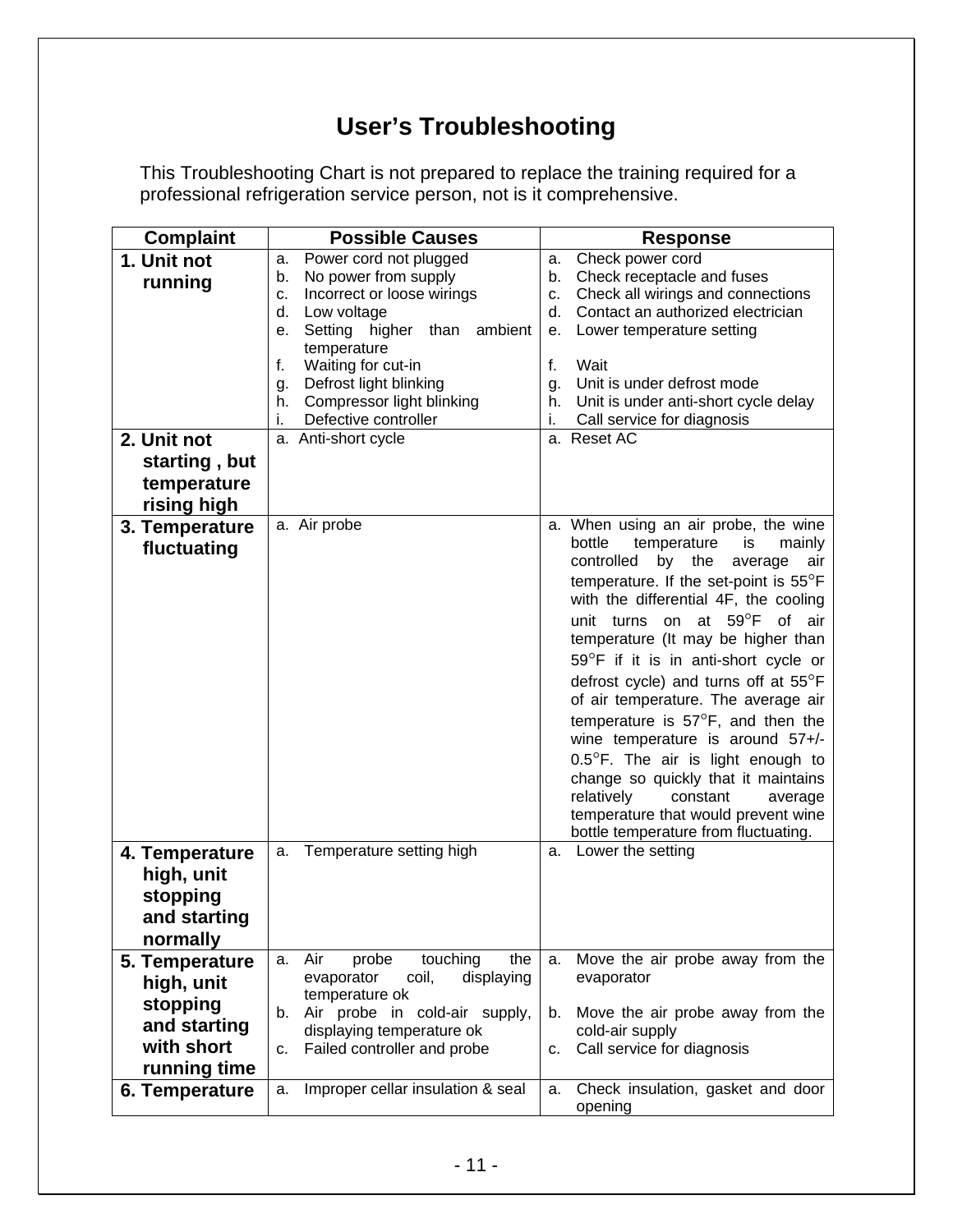# User's Troubleshooting

This Troubleshooting Chart is not prepared to replace the training required for a professional refrigeration service person, not is it comprehensive.

| Complaint | Possible Causes | Response |
|---|---|---|
| **1. Unit not running** | a. Power cord not plugged<br>b. No power from supply<br>c. Incorrect or loose wirings<br>d. Low voltage<br>e. Setting higher than ambient temperature<br>f. Waiting for cut-in<br>g. Defrost light blinking<br>h. Compressor light blinking<br>i. Defective controller | a. Check power cord<br>b. Check receptacle and fuses<br>c. Check all wirings and connections<br>d. Contact an authorized electrician<br>e. Lower temperature setting<br>f. Wait<br>g. Unit is under defrost mode<br>h. Unit is under anti-short cycle delay<br>i. Call service for diagnosis |
| **2. Unit not starting , but temperature rising high** | a. Anti-short cycle | a. Reset AC |
| **3. Temperature fluctuating** | a. Air probe | a. When using an air probe, the wine bottle temperature is mainly controlled by the average air temperature. If the set-point is 55°F with the differential 4F, the cooling unit turns on at 59°F of air temperature (It may be higher than 59°F if it is in anti-short cycle or defrost cycle) and turns off at 55°F of air temperature. The average air temperature is 57°F, and then the wine temperature is around 57+/-0.5°F. The air is light enough to change so quickly that it maintains relatively constant average temperature that would prevent wine bottle temperature from fluctuating. |
| **4. Temperature high, unit stopping and starting normally** | a. Temperature setting high | a. Lower the setting |
| **5. Temperature high, unit stopping and starting with short running time** | a. Air probe touching the evaporator coil, displaying temperature ok<br>b. Air probe in cold-air supply, displaying temperature ok<br>c. Failed controller and probe | a. Move the air probe away from the evaporator<br>b. Move the air probe away from the cold-air supply<br>c. Call service for diagnosis |
| **6. Temperature** | a. Improper cellar insulation & seal | a. Check insulation, gasket and door opening |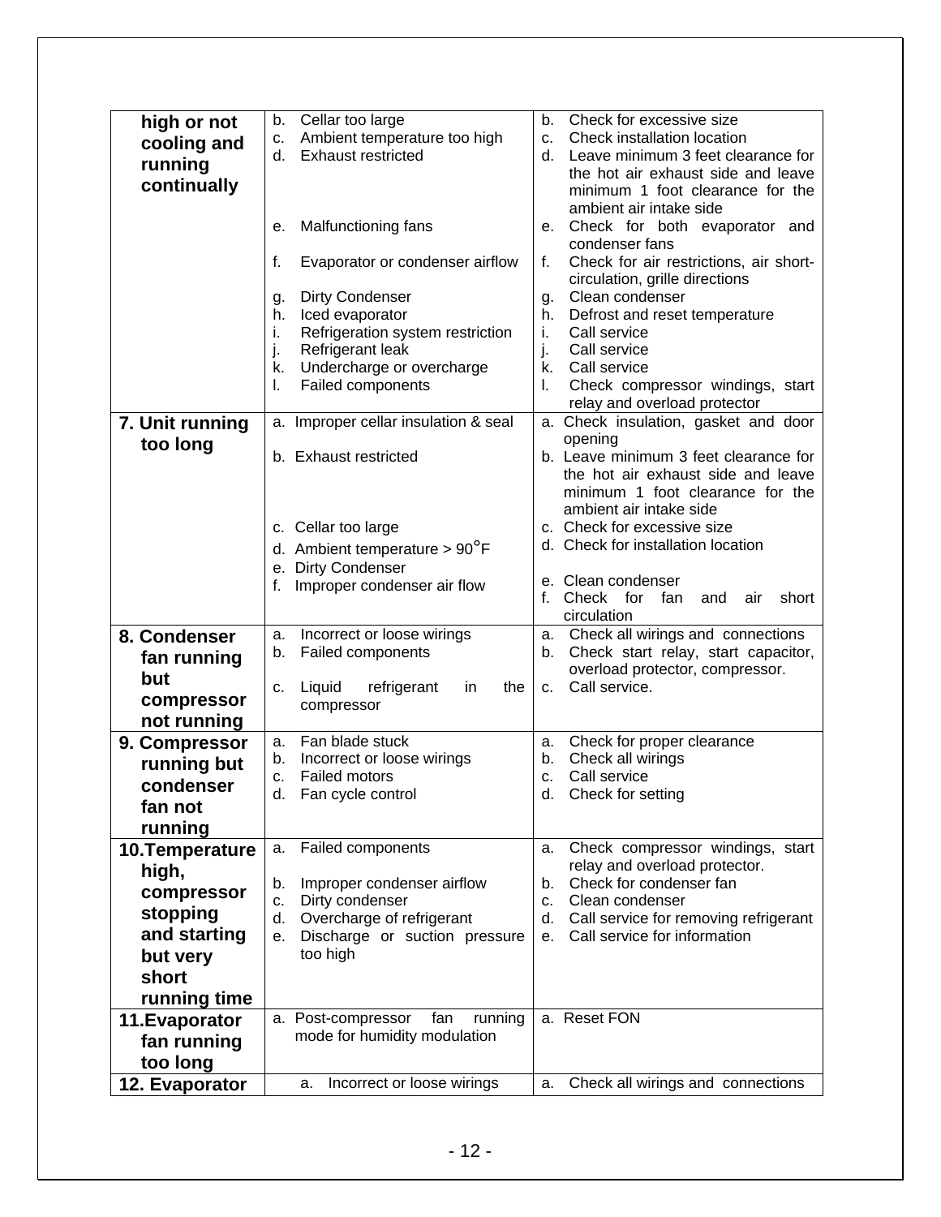| | | |
|---|---|---|
| **high or not cooling and running continually** | b. Cellar too large<br>c. Ambient temperature too high<br>d. Exhaust restricted<br><br>e. Malfunctioning fans<br>f. Evaporator or condenser airflow<br>g. Dirty Condenser<br>h. Iced evaporator<br>i. Refrigeration system restriction<br>j. Refrigerant leak<br>k. Undercharge or overcharge<br>l. Failed components | b. Check for excessive size<br>c. Check installation location<br>d. Leave minimum 3 feet clearance for the hot air exhaust side and leave minimum 1 foot clearance for the ambient air intake side<br>e. Check for both evaporator and condenser fans<br>f. Check for air restrictions, air short-circulation, grille directions<br>g. Clean condenser<br>h. Defrost and reset temperature<br>i. Call service<br>j. Call service<br>k. Call service<br>l. Check compressor windings, start relay and overload protector |
| **7. Unit running too long** | a. Improper cellar insulation & seal<br>b. Exhaust restricted<br><br>c. Cellar too large<br>d. Ambient temperature > 90°F<br>e. Dirty Condenser<br>f. Improper condenser air flow | a. Check insulation, gasket and door opening<br>b. Leave minimum 3 feet clearance for the hot air exhaust side and leave minimum 1 foot clearance for the ambient air intake side<br>c. Check for excessive size<br>d. Check for installation location<br>e. Clean condenser<br>f. Check for fan and air short circulation |
| **8. Condenser fan running but compressor not running** | a. Incorrect or loose wirings<br>b. Failed components<br>c. Liquid refrigerant in the compressor | a. Check all wirings and connections<br>b. Check start relay, start capacitor, overload protector, compressor.<br>c. Call service. |
| **9. Compressor running but condenser fan not running** | a. Fan blade stuck<br>b. Incorrect or loose wirings<br>c. Failed motors<br>d. Fan cycle control | a. Check for proper clearance<br>b. Check all wirings<br>c. Call service<br>d. Check for setting |
| **10.Temperature high, compressor stopping and starting but very short running time** | a. Failed components<br>b. Improper condenser airflow<br>c. Dirty condenser<br>d. Overcharge of refrigerant<br>e. Discharge or suction pressure too high | a. Check compressor windings, start relay and overload protector.<br>b. Check for condenser fan<br>c. Clean condenser<br>d. Call service for removing refrigerant<br>e. Call service for information |
| **11.Evaporator fan running too long** | a. Post-compressor fan running mode for humidity modulation | a. Reset FON |
| **12. Evaporator** | a. Incorrect or loose wirings | a. Check all wirings and connections |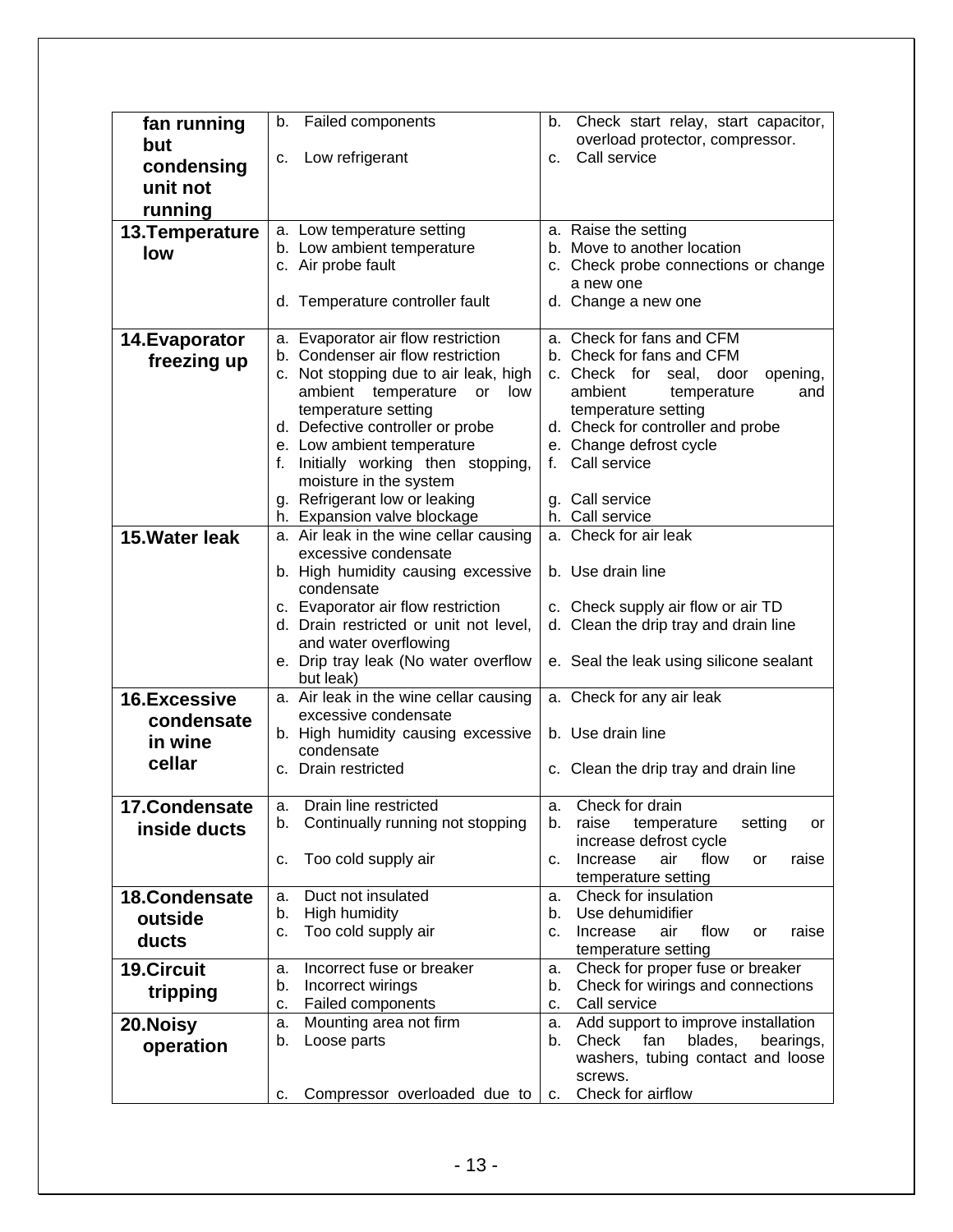| | | |
|---|---|---|
| **fan running but condensing unit not running** | b. Failed components<br>c. Low refrigerant | b. Check start relay, start capacitor, overload protector, compressor.<br>c. Call service |
| **13.Temperature low** | a. Low temperature setting<br>b. Low ambient temperature<br>c. Air probe fault<br>d. Temperature controller fault | a. Raise the setting<br>b. Move to another location<br>c. Check probe connections or change a new one<br>d. Change a new one |
| **14.Evaporator freezing up** | a. Evaporator air flow restriction<br>b. Condenser air flow restriction<br>c. Not stopping due to air leak, high ambient temperature or low temperature setting<br>d. Defective controller or probe<br>e. Low ambient temperature<br>f. Initially working then stopping, moisture in the system<br>g. Refrigerant low or leaking<br>h. Expansion valve blockage | a. Check for fans and CFM<br>b. Check for fans and CFM<br>c. Check for seal, door opening, ambient temperature and temperature setting<br>d. Check for controller and probe<br>e. Change defrost cycle<br>f. Call service<br>g. Call service<br>h. Call service |
| **15.Water leak** | a. Air leak in the wine cellar causing excessive condensate<br>b. High humidity causing excessive condensate<br>c. Evaporator air flow restriction<br>d. Drain restricted or unit not level, and water overflowing<br>e. Drip tray leak (No water overflow but leak) | a. Check for air leak<br>b. Use drain line<br>c. Check supply air flow or air TD<br>d. Clean the drip tray and drain line<br>e. Seal the leak using silicone sealant |
| **16.Excessive condensate in wine cellar** | a. Air leak in the wine cellar causing excessive condensate<br>b. High humidity causing excessive condensate<br>c. Drain restricted | a. Check for any air leak<br>b. Use drain line<br>c. Clean the drip tray and drain line |
| **17.Condensate inside ducts** | a. Drain line restricted<br>b. Continually running not stopping<br>c. Too cold supply air | a. Check for drain<br>b. raise temperature setting or increase defrost cycle<br>c. Increase air flow or raise temperature setting |
| **18.Condensate outside ducts** | a. Duct not insulated<br>b. High humidity<br>c. Too cold supply air | a. Check for insulation<br>b. Use dehumidifier<br>c. Increase air flow or raise temperature setting |
| **19.Circuit tripping** | a. Incorrect fuse or breaker<br>b. Incorrect wirings<br>c. Failed components | a. Check for proper fuse or breaker<br>b. Check for wirings and connections<br>c. Call service |
| **20.Noisy operation** | a. Mounting area not firm<br>b. Loose parts<br>c. Compressor overloaded due to | a. Add support to improve installation<br>b. Check fan blades, bearings, washers, tubing contact and loose screws.<br>c. Check for airflow |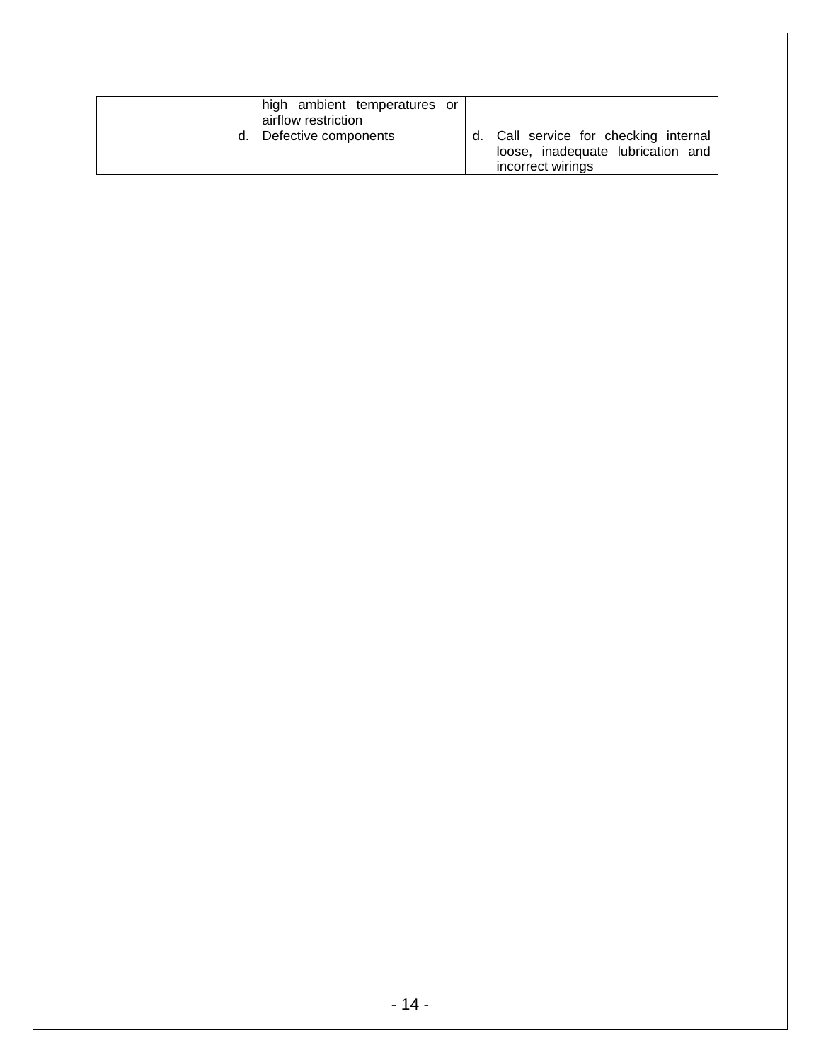| | | |
|---|---|---|
| | high ambient temperatures or airflow restriction<br>d. Defective components | d. Call service for checking internal loose, inadequate lubrication and incorrect wirings |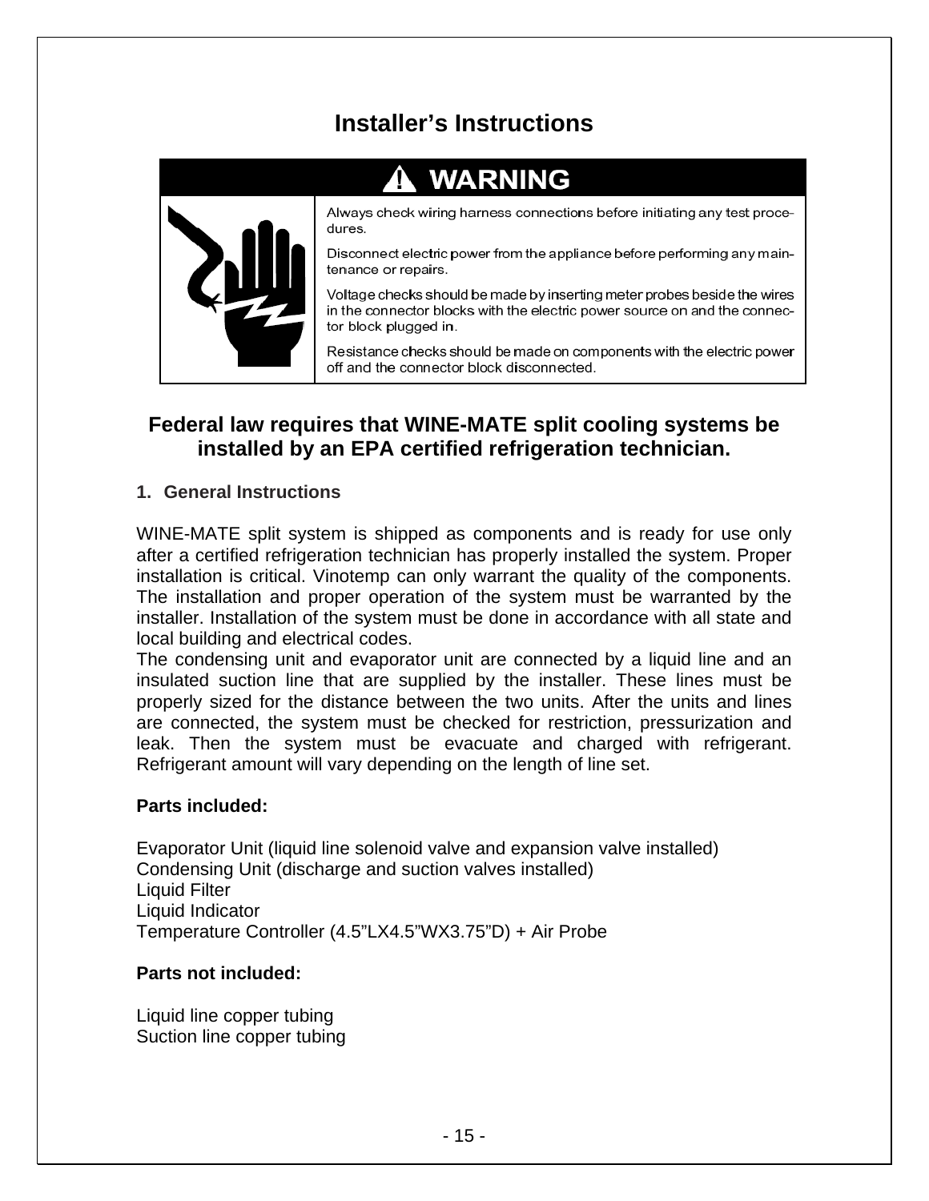# Installer's Instructions

**⚠ WARNING**

Always check wiring harness connections before initiating any test procedures.

Disconnect electric power from the appliance before performing any maintenance or repairs.

Voltage checks should be made by inserting meter probes beside the wires in the connector blocks with the electric power source on and the connector block plugged in.

Resistance checks should be made on components with the electric power off and the connector block disconnected.

## Federal law requires that WINE-MATE split cooling systems be installed by an EPA certified refrigeration technician.

### 1. General Instructions

WINE-MATE split system is shipped as components and is ready for use only after a certified refrigeration technician has properly installed the system. Proper installation is critical. Vinotemp can only warrant the quality of the components. The installation and proper operation of the system must be warranted by the installer. Installation of the system must be done in accordance with all state and local building and electrical codes.

The condensing unit and evaporator unit are connected by a liquid line and an insulated suction line that are supplied by the installer. These lines must be properly sized for the distance between the two units. After the units and lines are connected, the system must be checked for restriction, pressurization and leak. Then the system must be evacuate and charged with refrigerant. Refrigerant amount will vary depending on the length of line set.

**Parts included:**

Evaporator Unit (liquid line solenoid valve and expansion valve installed)
Condensing Unit (discharge and suction valves installed)
Liquid Filter
Liquid Indicator
Temperature Controller (4.5"LX4.5"WX3.75"D) + Air Probe

**Parts not included:**

Liquid line copper tubing
Suction line copper tubing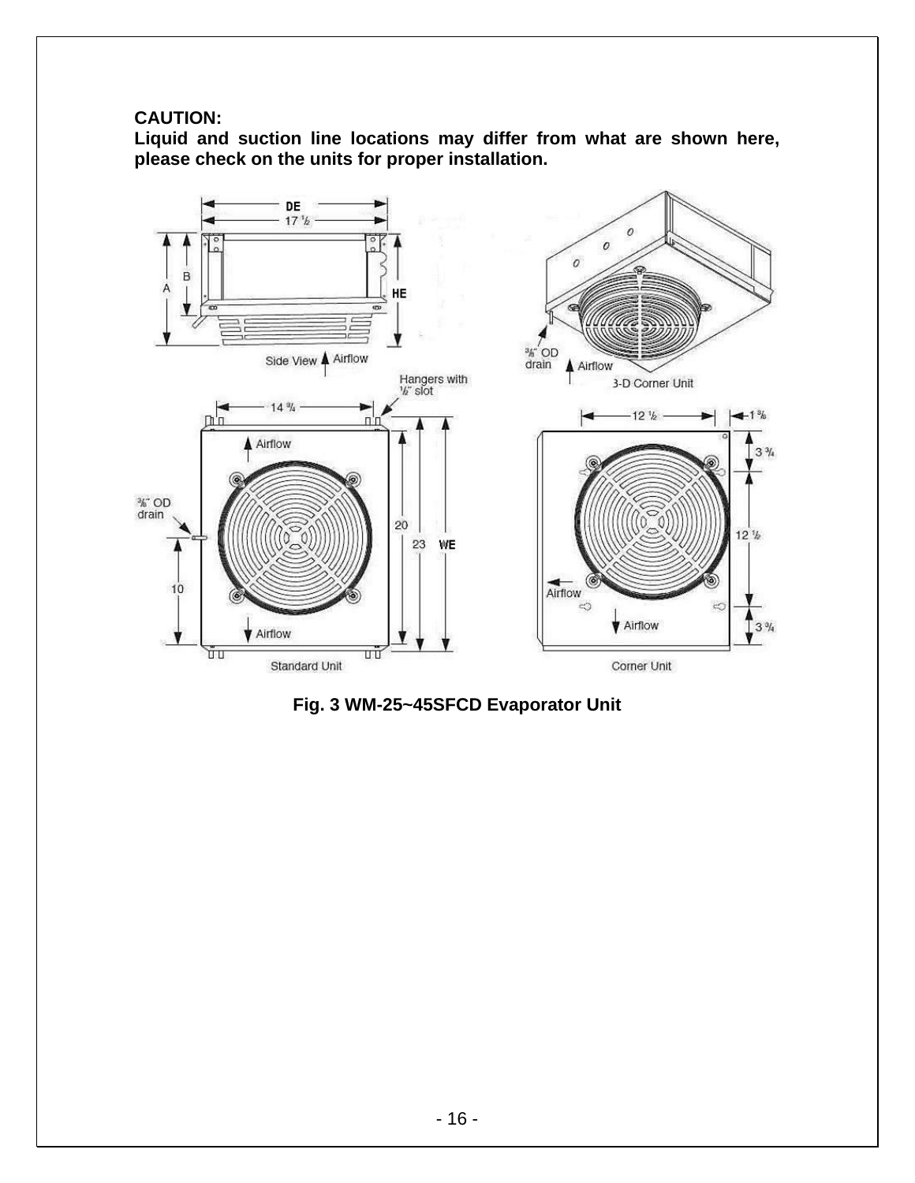**CAUTION:**
**Liquid and suction line locations may differ from what are shown here, please check on the units for proper installation.**

**Fig. 3 WM-25~45SFCD Evaporator Unit**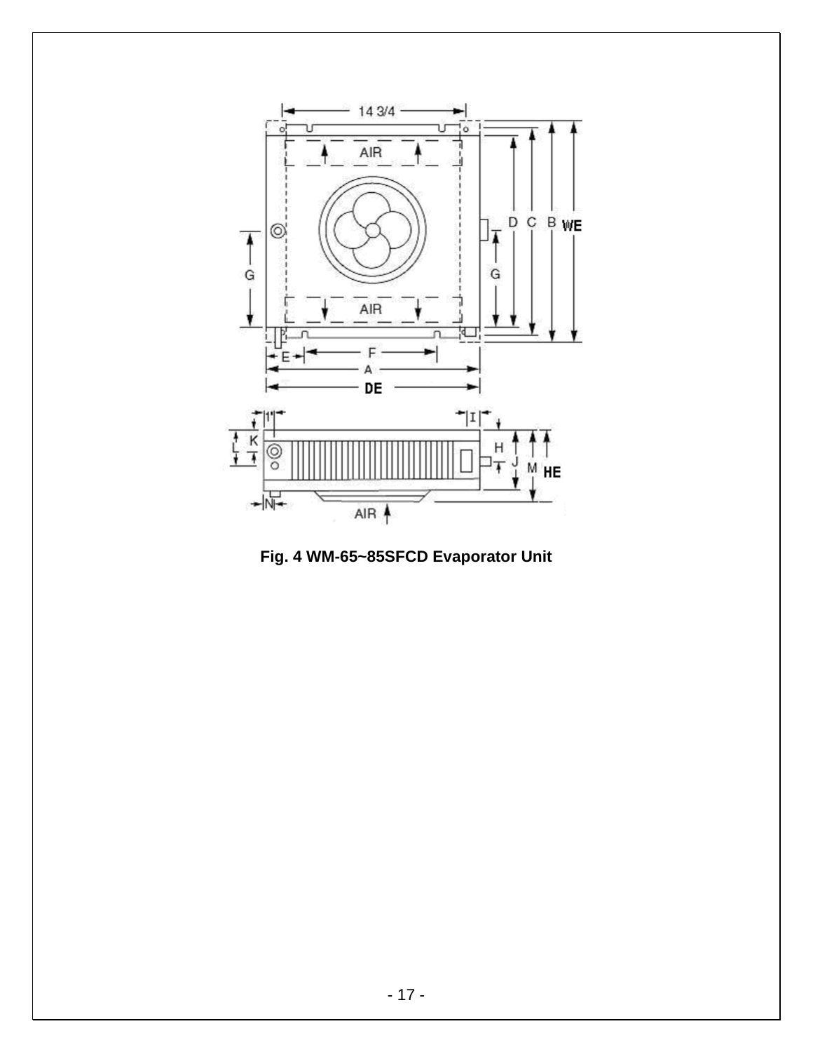Fig. 4 WM-65~85SFCD Evaporator Unit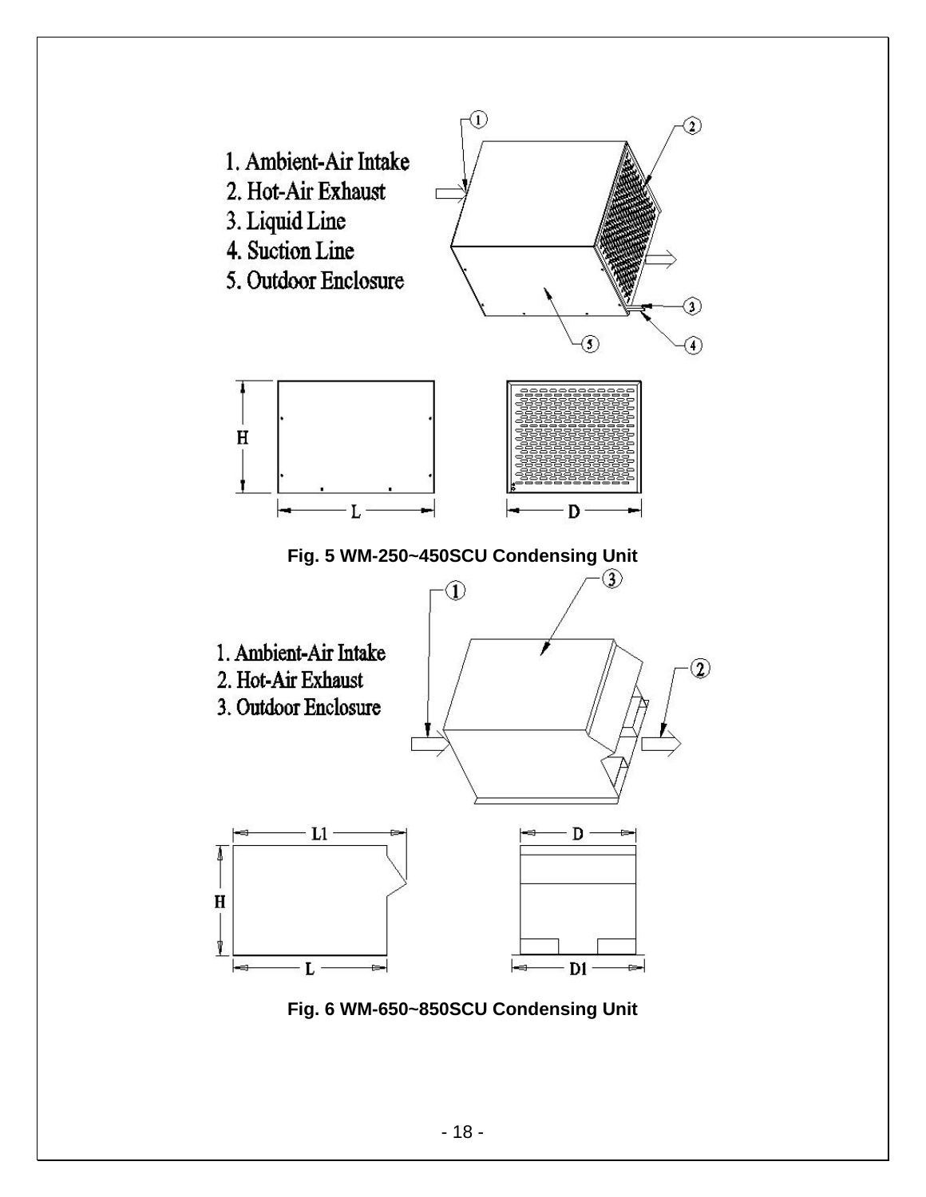1. Ambient-Air Intake
2. Hot-Air Exhaust
3. Liquid Line
4. Suction Line
5. Outdoor Enclosure

H

L

D

**Fig. 5 WM-250~450SCU Condensing Unit**

1. Ambient-Air Intake
2. Hot-Air Exhaust
3. Outdoor Enclosure

L1

H

L

D

D1

**Fig. 6 WM-650~850SCU Condensing Unit**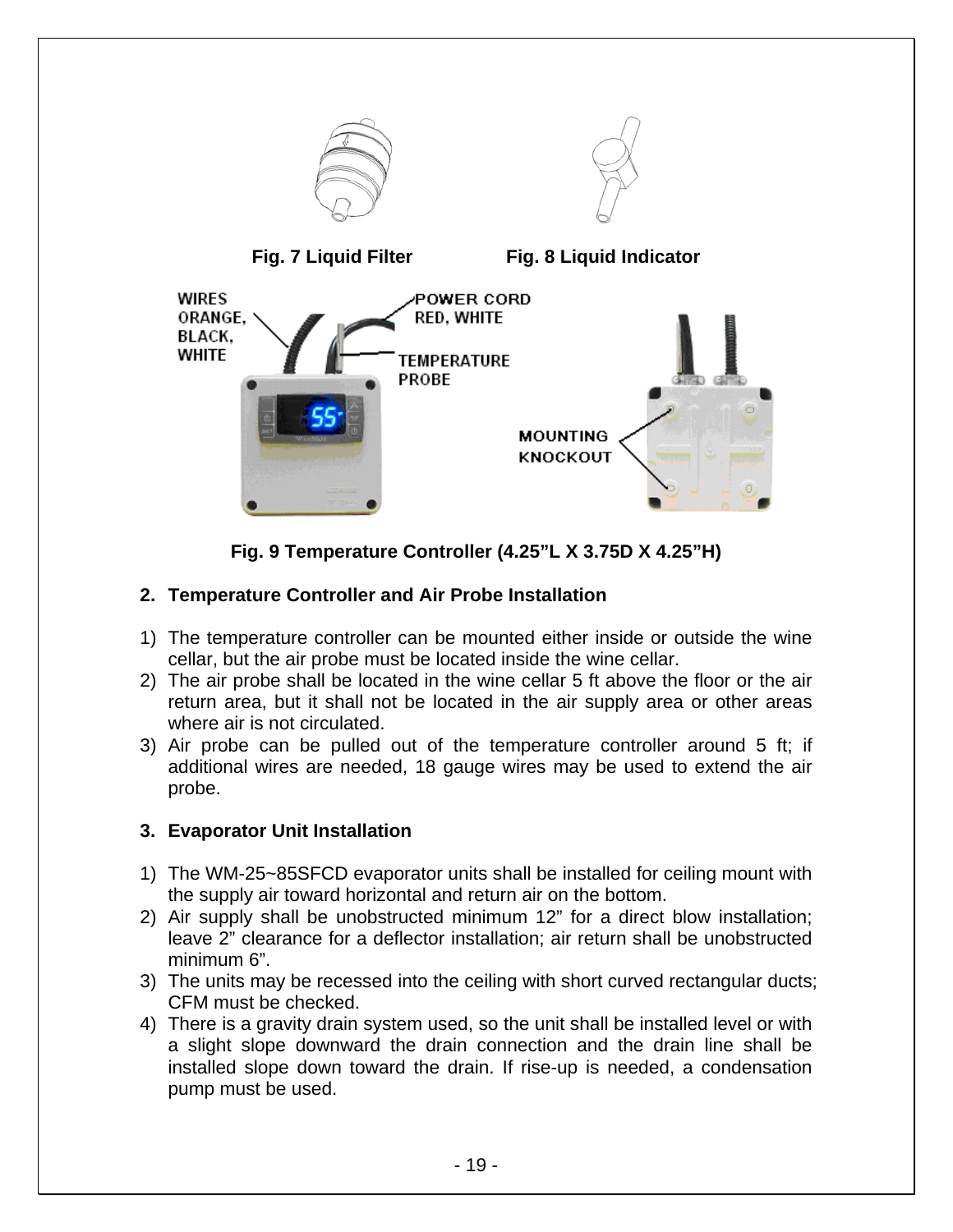Fig. 7 Liquid Filter Fig. 8 Liquid Indicator

Fig. 9 Temperature Controller (4.25"L X 3.75D X 4.25"H)

**2. Temperature Controller and Air Probe Installation**

1) The temperature controller can be mounted either inside or outside the wine cellar, but the air probe must be located inside the wine cellar.
2) The air probe shall be located in the wine cellar 5 ft above the floor or the air return area, but it shall not be located in the air supply area or other areas where air is not circulated.
3) Air probe can be pulled out of the temperature controller around 5 ft; if additional wires are needed, 18 gauge wires may be used to extend the air probe.

**3. Evaporator Unit Installation**

1) The WM-25~85SFCD evaporator units shall be installed for ceiling mount with the supply air toward horizontal and return air on the bottom.
2) Air supply shall be unobstructed minimum 12" for a direct blow installation; leave 2" clearance for a deflector installation; air return shall be unobstructed minimum 6".
3) The units may be recessed into the ceiling with short curved rectangular ducts; CFM must be checked.
4) There is a gravity drain system used, so the unit shall be installed level or with a slight slope downward the drain connection and the drain line shall be installed slope down toward the drain. If rise-up is needed, a condensation pump must be used.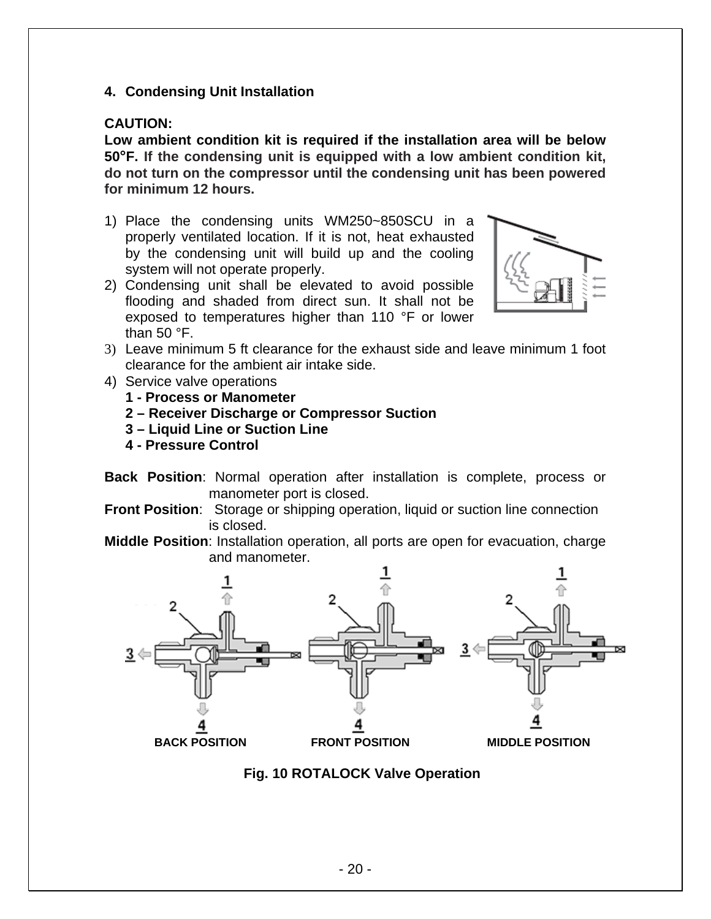## 4. Condensing Unit Installation

**CAUTION:**

**Low ambient condition kit is required if the installation area will be below 50°F. If the condensing unit is equipped with a low ambient condition kit, do not turn on the compressor until the condensing unit has been powered for minimum 12 hours.**

1) Place the condensing units WM250~850SCU in a properly ventilated location. If it is not, heat exhausted by the condensing unit will build up and the cooling system will not operate properly.
2) Condensing unit shall be elevated to avoid possible flooding and shaded from direct sun. It shall not be exposed to temperatures higher than 110 °F or lower than 50 °F.
3) Leave minimum 5 ft clearance for the exhaust side and leave minimum 1 foot clearance for the ambient air intake side.
4) Service valve operations
   **1 - Process or Manometer**
   **2 – Receiver Discharge or Compressor Suction**
   **3 – Liquid Line or Suction Line**
   **4 - Pressure Control**

**Back Position**: Normal operation after installation is complete, process or manometer port is closed.

**Front Position**: Storage or shipping operation, liquid or suction line connection is closed.

**Middle Position**: Installation operation, all ports are open for evacuation, charge and manometer.

BACK POSITION FRONT POSITION MIDDLE POSITION

**Fig. 10 ROTALOCK Valve Operation**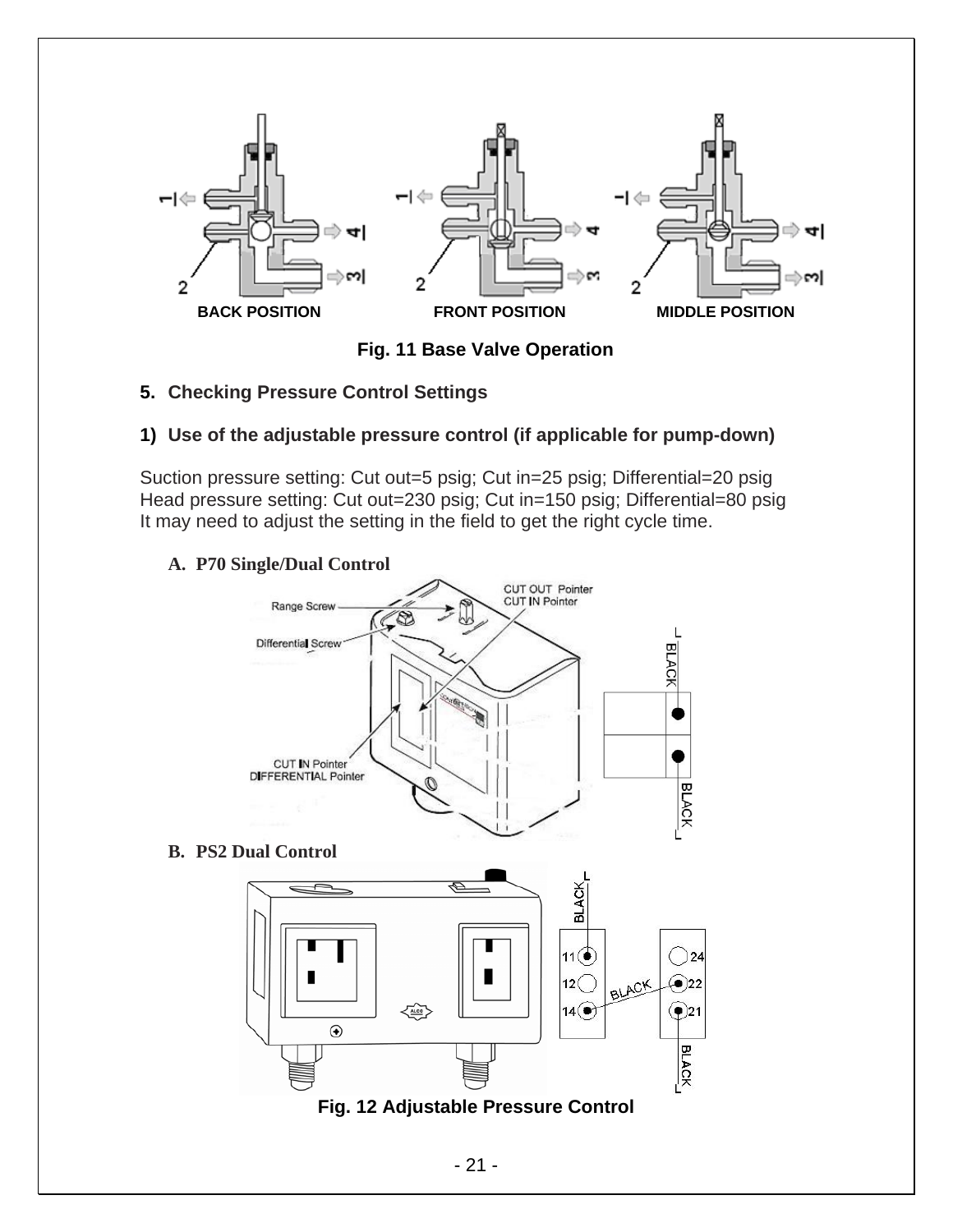BACK POSITION FRONT POSITION MIDDLE POSITION

**Fig. 11 Base Valve Operation**

## 5. Checking Pressure Control Settings

### 1) Use of the adjustable pressure control (if applicable for pump-down)

Suction pressure setting: Cut out=5 psig; Cut in=25 psig; Differential=20 psig
Head pressure setting: Cut out=230 psig; Cut in=150 psig; Differential=80 psig
It may need to adjust the setting in the field to get the right cycle time.

**A. P70 Single/Dual Control**

**B. PS2 Dual Control**

**Fig. 12 Adjustable Pressure Control**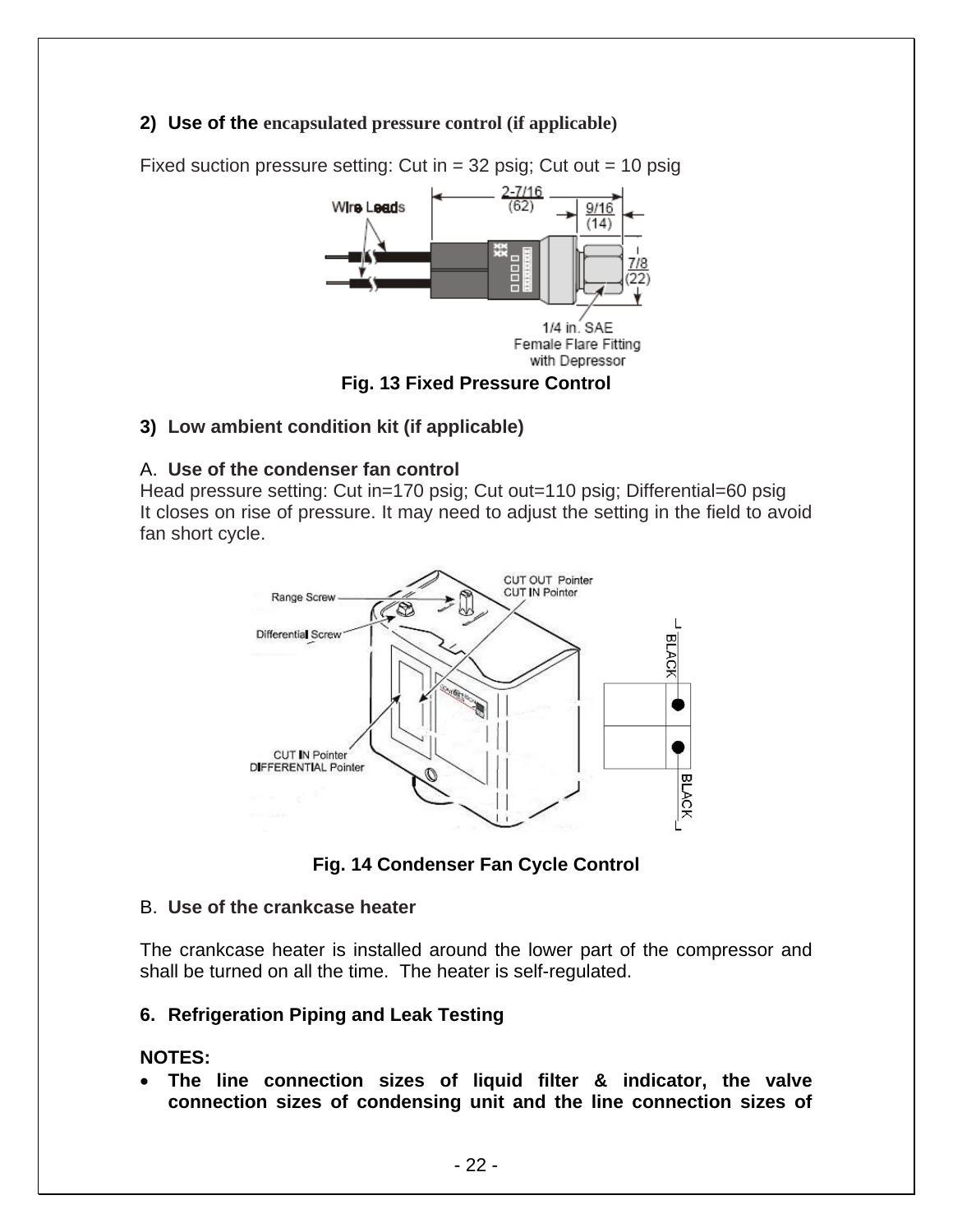**2) Use of the encapsulated pressure control (if applicable)**

Fixed suction pressure setting: Cut in = 32 psig; Cut out = 10 psig

**Fig. 13 Fixed Pressure Control**

**3) Low ambient condition kit (if applicable)**

A. **Use of the condenser fan control**
Head pressure setting: Cut in=170 psig; Cut out=110 psig; Differential=60 psig
It closes on rise of pressure. It may need to adjust the setting in the field to avoid fan short cycle.

**Fig. 14 Condenser Fan Cycle Control**

B. **Use of the crankcase heater**

The crankcase heater is installed around the lower part of the compressor and shall be turned on all the time. The heater is self-regulated.

**6. Refrigeration Piping and Leak Testing**

**NOTES:**

- **The line connection sizes of liquid filter & indicator, the valve connection sizes of condensing unit and the line connection sizes of**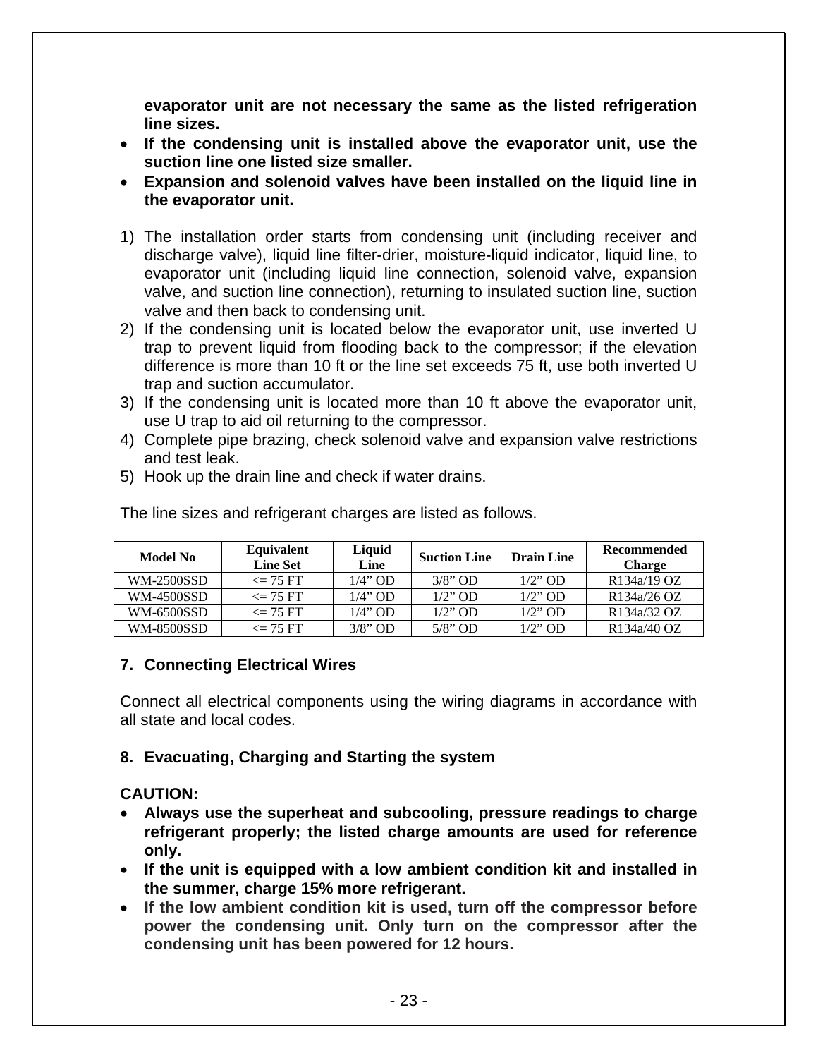**evaporator unit are not necessary the same as the listed refrigeration line sizes.**

- **If the condensing unit is installed above the evaporator unit, use the suction line one listed size smaller.**
- **Expansion and solenoid valves have been installed on the liquid line in the evaporator unit.**

1) The installation order starts from condensing unit (including receiver and discharge valve), liquid line filter-drier, moisture-liquid indicator, liquid line, to evaporator unit (including liquid line connection, solenoid valve, expansion valve, and suction line connection), returning to insulated suction line, suction valve and then back to condensing unit.
2) If the condensing unit is located below the evaporator unit, use inverted U trap to prevent liquid from flooding back to the compressor; if the elevation difference is more than 10 ft or the line set exceeds 75 ft, use both inverted U trap and suction accumulator.
3) If the condensing unit is located more than 10 ft above the evaporator unit, use U trap to aid oil returning to the compressor.
4) Complete pipe brazing, check solenoid valve and expansion valve restrictions and test leak.
5) Hook up the drain line and check if water drains.

The line sizes and refrigerant charges are listed as follows.

| Model No | Equivalent Line Set | Liquid Line | Suction Line | Drain Line | Recommended Charge |
|---|---|---|---|---|---|
| WM-2500SSD | <= 75 FT | 1/4" OD | 3/8" OD | 1/2" OD | R134a/19 OZ |
| WM-4500SSD | <= 75 FT | 1/4" OD | 1/2" OD | 1/2" OD | R134a/26 OZ |
| WM-6500SSD | <= 75 FT | 1/4" OD | 1/2" OD | 1/2" OD | R134a/32 OZ |
| WM-8500SSD | <= 75 FT | 3/8" OD | 5/8" OD | 1/2" OD | R134a/40 OZ |

## 7. Connecting Electrical Wires

Connect all electrical components using the wiring diagrams in accordance with all state and local codes.

## 8. Evacuating, Charging and Starting the system

**CAUTION:**

- **Always use the superheat and subcooling, pressure readings to charge refrigerant properly; the listed charge amounts are used for reference only.**
- **If the unit is equipped with a low ambient condition kit and installed in the summer, charge 15% more refrigerant.**
- **If the low ambient condition kit is used, turn off the compressor before power the condensing unit. Only turn on the compressor after the condensing unit has been powered for 12 hours.**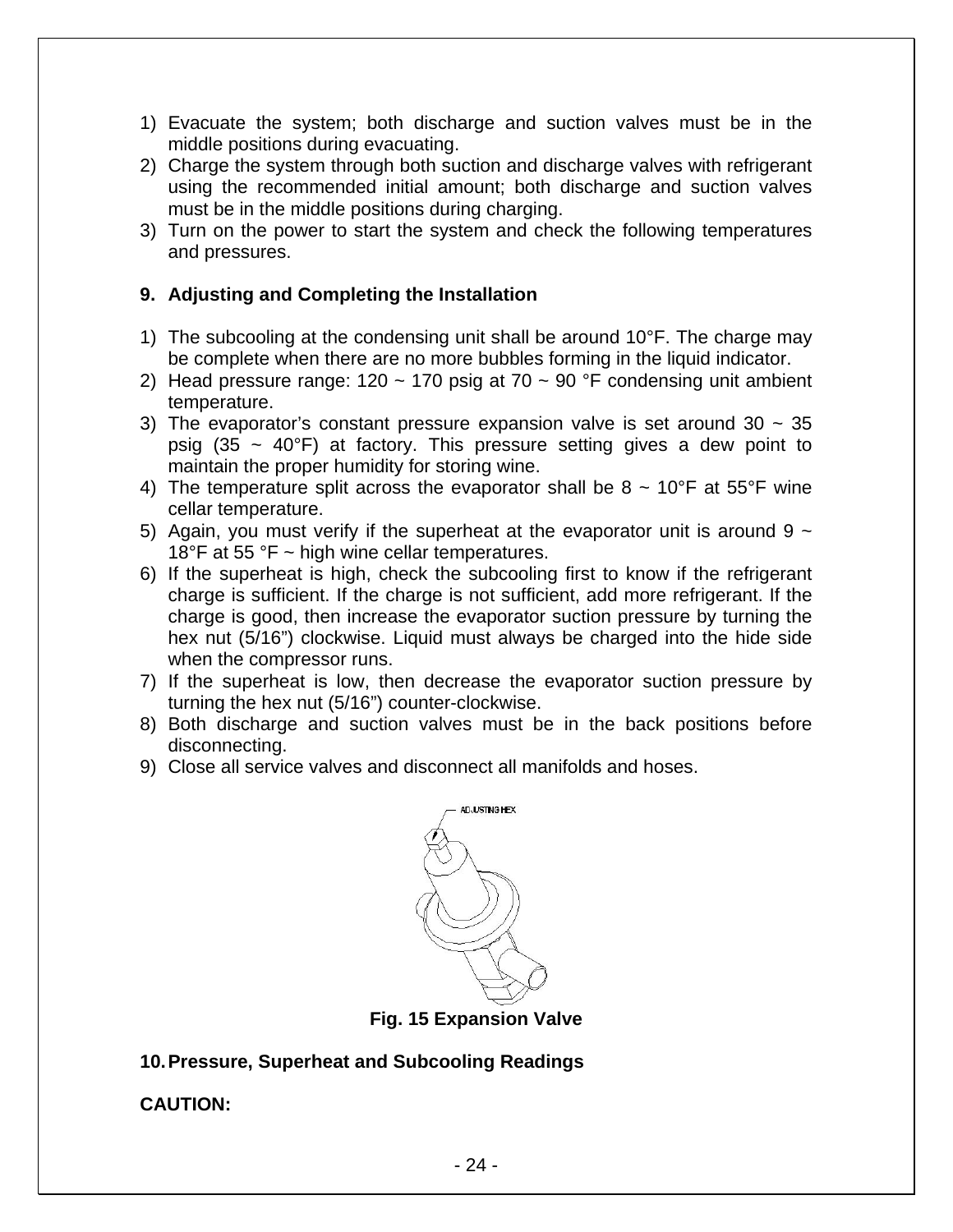1) Evacuate the system; both discharge and suction valves must be in the middle positions during evacuating.
2) Charge the system through both suction and discharge valves with refrigerant using the recommended initial amount; both discharge and suction valves must be in the middle positions during charging.
3) Turn on the power to start the system and check the following temperatures and pressures.

## 9. Adjusting and Completing the Installation

1) The subcooling at the condensing unit shall be around 10°F. The charge may be complete when there are no more bubbles forming in the liquid indicator.
2) Head pressure range: 120 ~ 170 psig at 70 ~ 90 °F condensing unit ambient temperature.
3) The evaporator's constant pressure expansion valve is set around 30 ~ 35 psig (35 ~ 40°F) at factory. This pressure setting gives a dew point to maintain the proper humidity for storing wine.
4) The temperature split across the evaporator shall be 8 ~ 10°F at 55°F wine cellar temperature.
5) Again, you must verify if the superheat at the evaporator unit is around 9 ~ 18°F at 55 °F ~ high wine cellar temperatures.
6) If the superheat is high, check the subcooling first to know if the refrigerant charge is sufficient. If the charge is not sufficient, add more refrigerant. If the charge is good, then increase the evaporator suction pressure by turning the hex nut (5/16") clockwise. Liquid must always be charged into the hide side when the compressor runs.
7) If the superheat is low, then decrease the evaporator suction pressure by turning the hex nut (5/16") counter-clockwise.
8) Both discharge and suction valves must be in the back positions before disconnecting.
9) Close all service valves and disconnect all manifolds and hoses.

ADJUSTING HEX

**Fig. 15 Expansion Valve**

## 10. Pressure, Superheat and Subcooling Readings

**CAUTION:**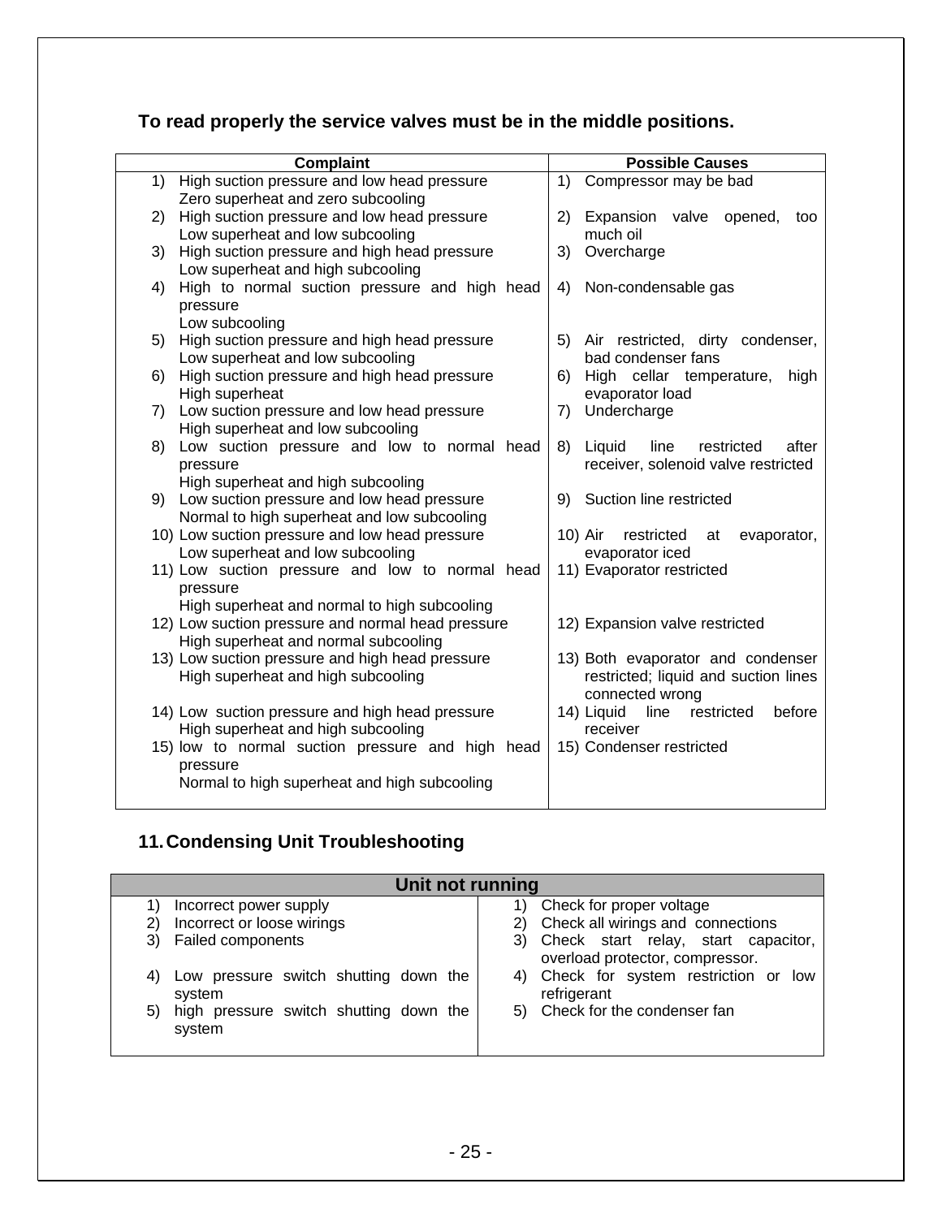**To read properly the service valves must be in the middle positions.**

| Complaint | Possible Causes |
|---|---|
| 1) High suction pressure and low head pressure<br>Zero superheat and zero subcooling | 1) Compressor may be bad |
| 2) High suction pressure and low head pressure<br>Low superheat and low subcooling | 2) Expansion valve opened, too much oil |
| 3) High suction pressure and high head pressure<br>Low superheat and high subcooling | 3) Overcharge |
| 4) High to normal suction pressure and high head pressure<br>Low subcooling | 4) Non-condensable gas |
| 5) High suction pressure and high head pressure<br>Low superheat and low subcooling | 5) Air restricted, dirty condenser, bad condenser fans |
| 6) High suction pressure and high head pressure<br>High superheat | 6) High cellar temperature, high evaporator load |
| 7) Low suction pressure and low head pressure<br>High superheat and low subcooling | 7) Undercharge |
| 8) Low suction pressure and low to normal head pressure<br>High superheat and high subcooling | 8) Liquid line restricted after receiver, solenoid valve restricted |
| 9) Low suction pressure and low head pressure<br>Normal to high superheat and low subcooling | 9) Suction line restricted |
| 10) Low suction pressure and low head pressure<br>Low superheat and low subcooling | 10) Air restricted at evaporator, evaporator iced |
| 11) Low suction pressure and low to normal head pressure<br>High superheat and normal to high subcooling | 11) Evaporator restricted |
| 12) Low suction pressure and normal head pressure<br>High superheat and normal subcooling | 12) Expansion valve restricted |
| 13) Low suction pressure and high head pressure<br>High superheat and high subcooling | 13) Both evaporator and condenser restricted; liquid and suction lines connected wrong |
| 14) Low suction pressure and high head pressure<br>High superheat and high subcooling | 14) Liquid line restricted before receiver |
| 15) low to normal suction pressure and high head pressure<br>Normal to high superheat and high subcooling | 15) Condenser restricted |

## 11. Condensing Unit Troubleshooting

| Unit not running | |
|---|---|
| 1) Incorrect power supply | 1) Check for proper voltage |
| 2) Incorrect or loose wirings | 2) Check all wirings and connections |
| 3) Failed components | 3) Check start relay, start capacitor, overload protector, compressor. |
| 4) Low pressure switch shutting down the system | 4) Check for system restriction or low refrigerant |
| 5) high pressure switch shutting down the system | 5) Check for the condenser fan |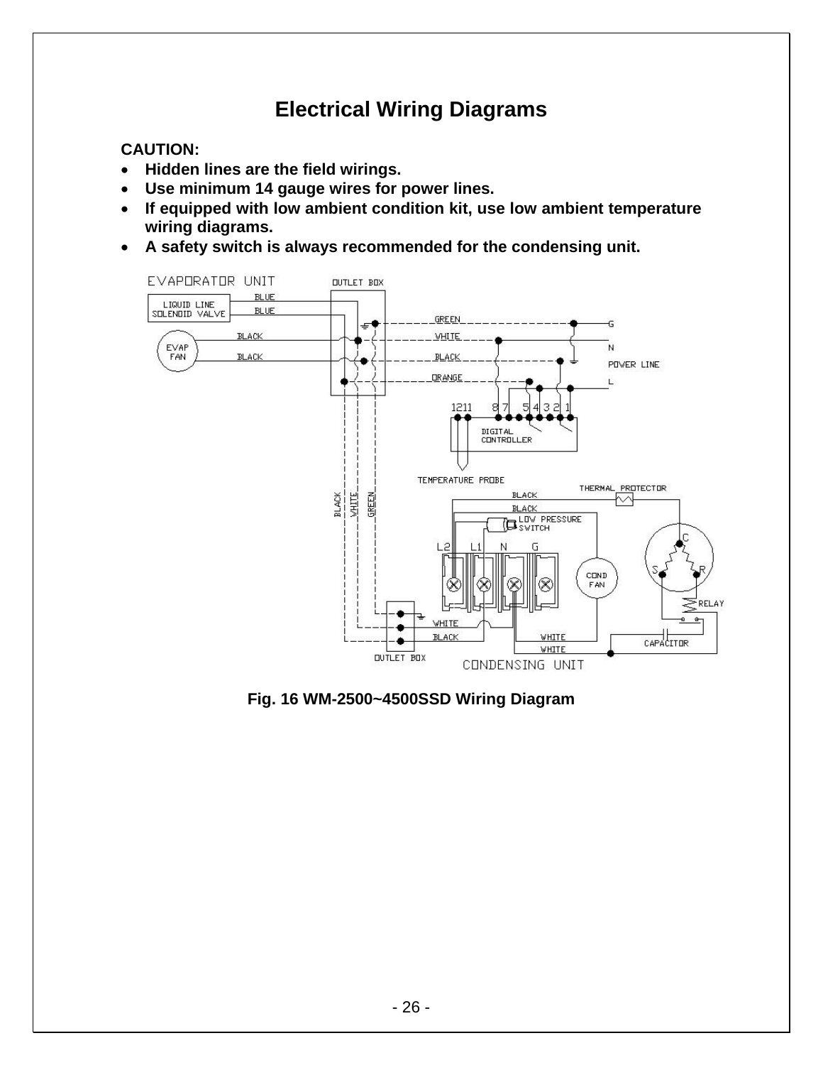## Electrical Wiring Diagrams

**CAUTION:**

- **Hidden lines are the field wirings.**
- **Use minimum 14 gauge wires for power lines.**
- **If equipped with low ambient condition kit, use low ambient temperature wiring diagrams.**
- **A safety switch is always recommended for the condensing unit.**

**Fig. 16 WM-2500~4500SSD Wiring Diagram**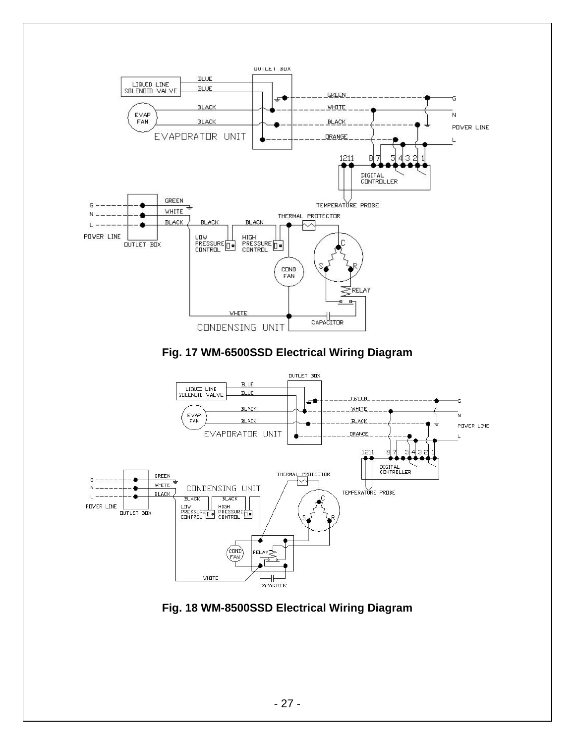Fig. 17 WM-6500SSD Electrical Wiring Diagram

Fig. 18 WM-8500SSD Electrical Wiring Diagram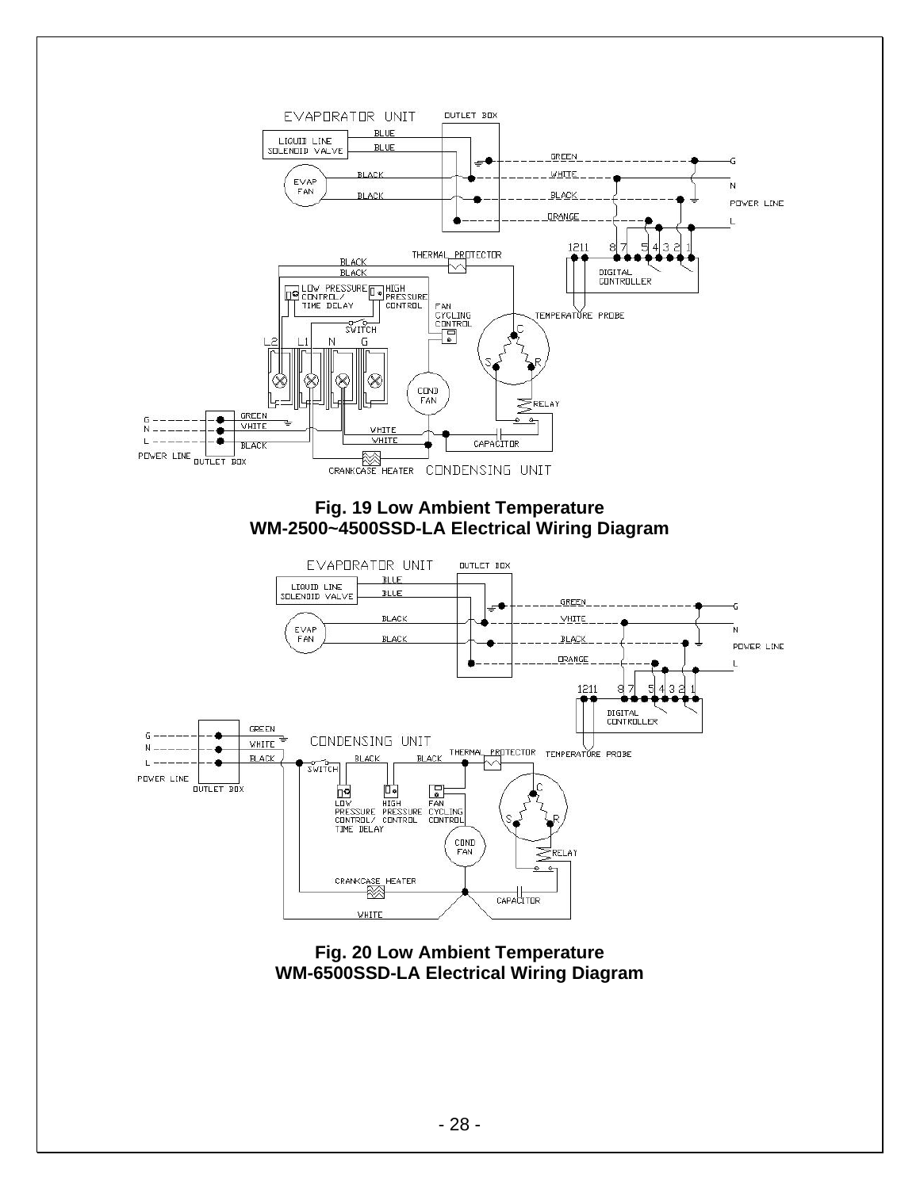EVAPORATOR UNIT

OUTLET BOX

LIQUID LINE SOLENOID VALVE

BLUE

BLUE

EVAP FAN

BLACK

BLACK

GREEN

WHITE

BLACK

ORANGE

G

N

POWER LINE

L

12 11   8 7   5 4 3 2 1

DIGITAL CONTROLLER

TEMPERATURE PROBE

THERMAL PROTECTOR

BLACK

BLACK

LOW PRESSURE CONTROL/ TIME DELAY

HIGH PRESSURE CONTROL

SWITCH

FAN CYCLING CONTROL

L2   L1   N   G

C

S   R

COND FAN

RELAY

G

N

L

POWER LINE

OUTLET BOX

GREEN

WHITE

BLACK

WHITE

WHITE

CAPACITOR

CRANKCASE HEATER

CONDENSING UNIT

**Fig. 19 Low Ambient Temperature**
**WM-2500~4500SSD-LA Electrical Wiring Diagram**

EVAPORATOR UNIT

OUTLET BOX

LIQUID LINE SOLENOID VALVE

BLUE

BLUE

EVAP FAN

BLACK

BLACK

GREEN

WHITE

BLACK

ORANGE

G

N

POWER LINE

L

12 11   8 7   5 4 3 2 1

DIGITAL CONTROLLER

TEMPERATURE PROBE

G

N

L

POWER LINE

OUTLET BOX

GREEN

WHITE

BLACK

CONDENSING UNIT

SWITCH

BLACK

BLACK

THERMAL PROTECTOR

LOW PRESSURE CONTROL/ TIME DELAY

HIGH PRESSURE CONTROL

FAN CYCLING CONTROL

C

S   R

COND FAN

RELAY

CRANKCASE HEATER

CAPACITOR

WHITE

**Fig. 20 Low Ambient Temperature**
**WM-6500SSD-LA Electrical Wiring Diagram**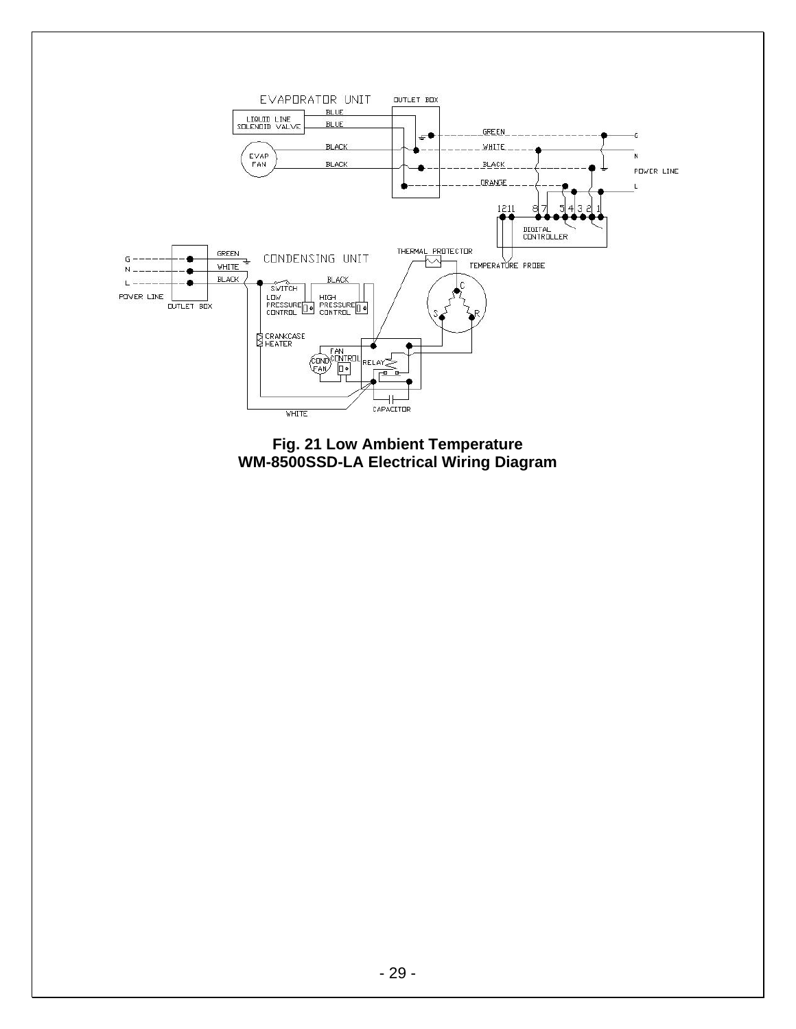**Fig. 21 Low Ambient Temperature WM-8500SSD-LA Electrical Wiring Diagram**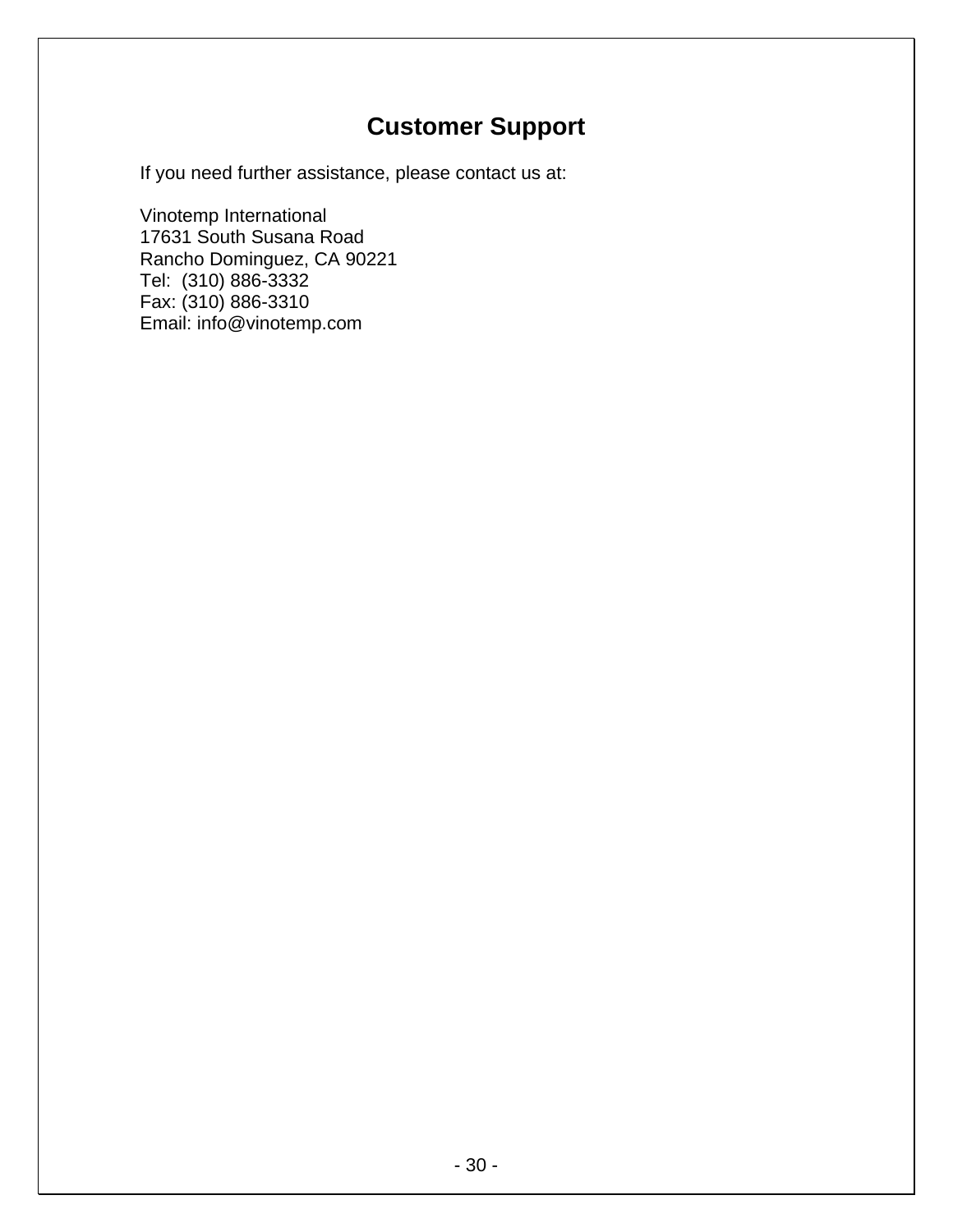# Customer Support

If you need further assistance, please contact us at:

Vinotemp International  
17631 South Susana Road  
Rancho Dominguez, CA 90221  
Tel: (310) 886-3332  
Fax: (310) 886-3310  
Email: info@vinotemp.com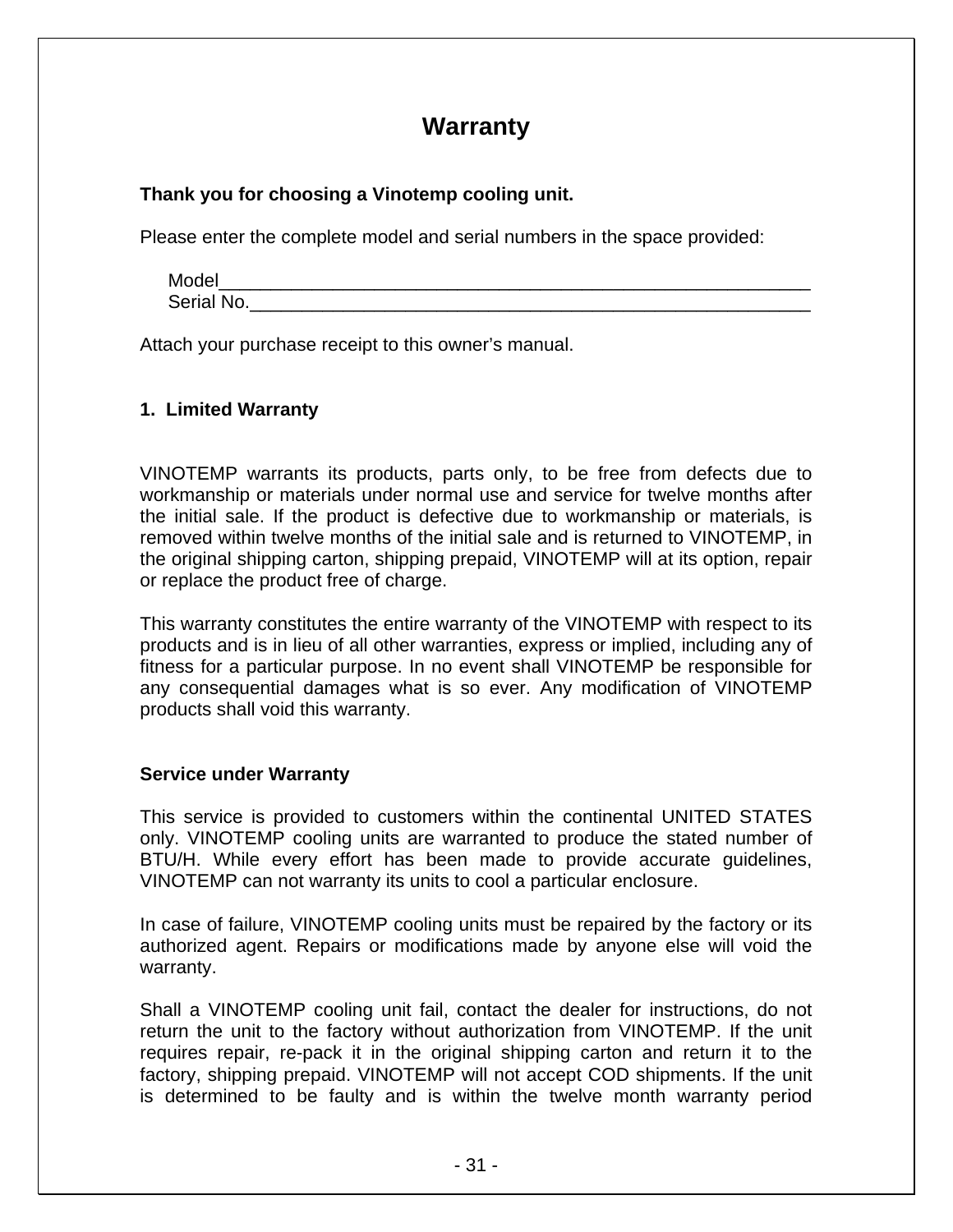# Warranty

**Thank you for choosing a Vinotemp cooling unit.**

Please enter the complete model and serial numbers in the space provided:

Model_____________________________________________________________
Serial No.__________________________________________________________

Attach your purchase receipt to this owner's manual.

## 1. Limited Warranty

VINOTEMP warrants its products, parts only, to be free from defects due to workmanship or materials under normal use and service for twelve months after the initial sale. If the product is defective due to workmanship or materials, is removed within twelve months of the initial sale and is returned to VINOTEMP, in the original shipping carton, shipping prepaid, VINOTEMP will at its option, repair or replace the product free of charge.

This warranty constitutes the entire warranty of the VINOTEMP with respect to its products and is in lieu of all other warranties, express or implied, including any of fitness for a particular purpose. In no event shall VINOTEMP be responsible for any consequential damages what is so ever. Any modification of VINOTEMP products shall void this warranty.

### Service under Warranty

This service is provided to customers within the continental UNITED STATES only. VINOTEMP cooling units are warranted to produce the stated number of BTU/H. While every effort has been made to provide accurate guidelines, VINOTEMP can not warranty its units to cool a particular enclosure.

In case of failure, VINOTEMP cooling units must be repaired by the factory or its authorized agent. Repairs or modifications made by anyone else will void the warranty.

Shall a VINOTEMP cooling unit fail, contact the dealer for instructions, do not return the unit to the factory without authorization from VINOTEMP. If the unit requires repair, re-pack it in the original shipping carton and return it to the factory, shipping prepaid. VINOTEMP will not accept COD shipments. If the unit is determined to be faulty and is within the twelve month warranty period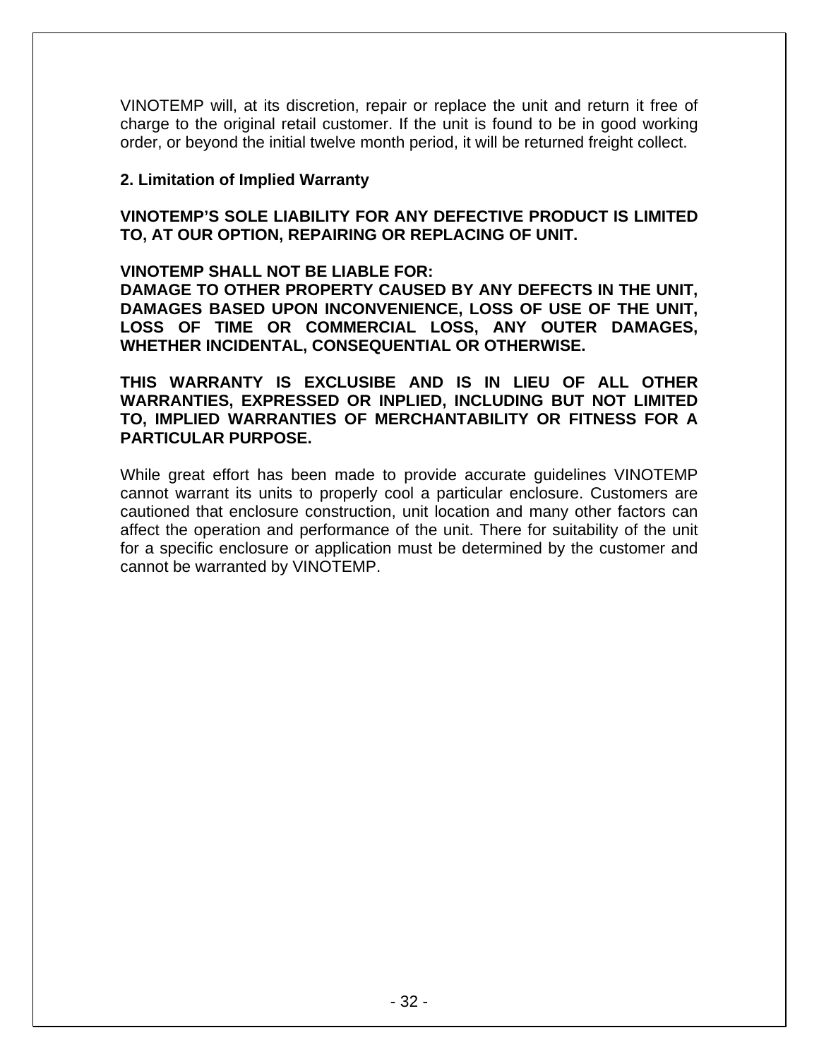VINOTEMP will, at its discretion, repair or replace the unit and return it free of charge to the original retail customer. If the unit is found to be in good working order, or beyond the initial twelve month period, it will be returned freight collect.

**2. Limitation of Implied Warranty**

**VINOTEMP'S SOLE LIABILITY FOR ANY DEFECTIVE PRODUCT IS LIMITED TO, AT OUR OPTION, REPAIRING OR REPLACING OF UNIT.**

**VINOTEMP SHALL NOT BE LIABLE FOR:**
**DAMAGE TO OTHER PROPERTY CAUSED BY ANY DEFECTS IN THE UNIT, DAMAGES BASED UPON INCONVENIENCE, LOSS OF USE OF THE UNIT, LOSS OF TIME OR COMMERCIAL LOSS, ANY OUTER DAMAGES, WHETHER INCIDENTAL, CONSEQUENTIAL OR OTHERWISE.**

**THIS WARRANTY IS EXCLUSIBE AND IS IN LIEU OF ALL OTHER WARRANTIES, EXPRESSED OR INPLIED, INCLUDING BUT NOT LIMITED TO, IMPLIED WARRANTIES OF MERCHANTABILITY OR FITNESS FOR A PARTICULAR PURPOSE.**

While great effort has been made to provide accurate guidelines VINOTEMP cannot warrant its units to properly cool a particular enclosure. Customers are cautioned that enclosure construction, unit location and many other factors can affect the operation and performance of the unit. There for suitability of the unit for a specific enclosure or application must be determined by the customer and cannot be warranted by VINOTEMP.